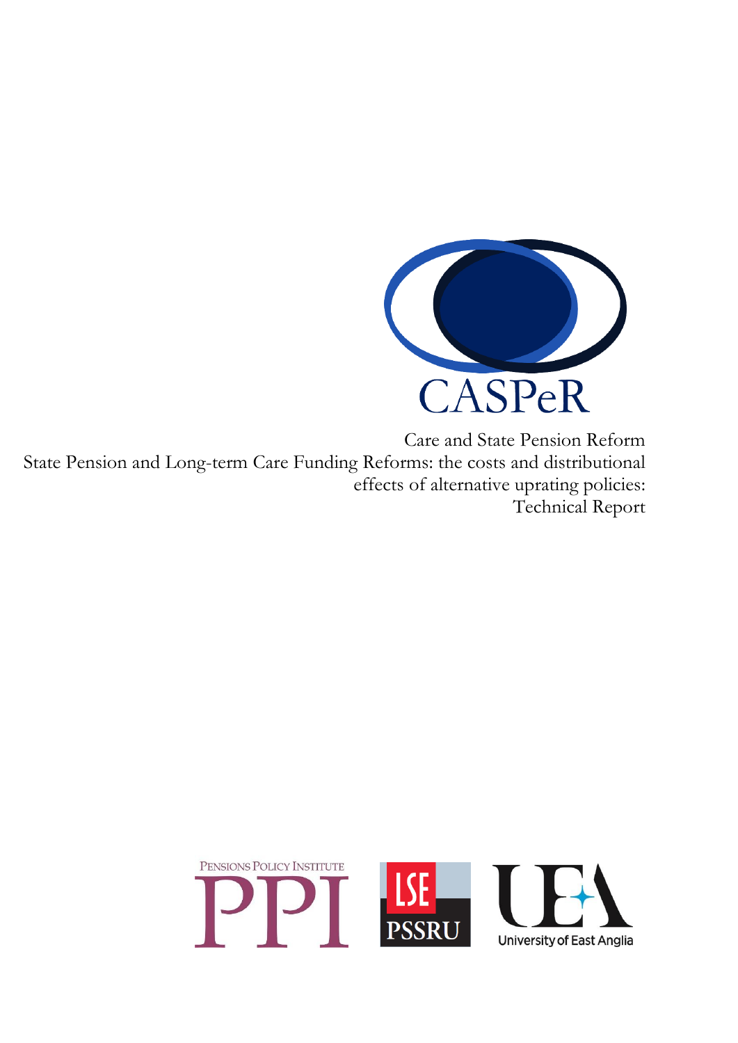CASPeR

Care and State Pension Reform

# State Pension and Long-term Care Funding Reforms: the costs and distributional effects of alternative uprating policies: Technical Report

PENSIONS POLICY INSTITUTE

PPI

LSE PSSRU

UEA University of East Anglia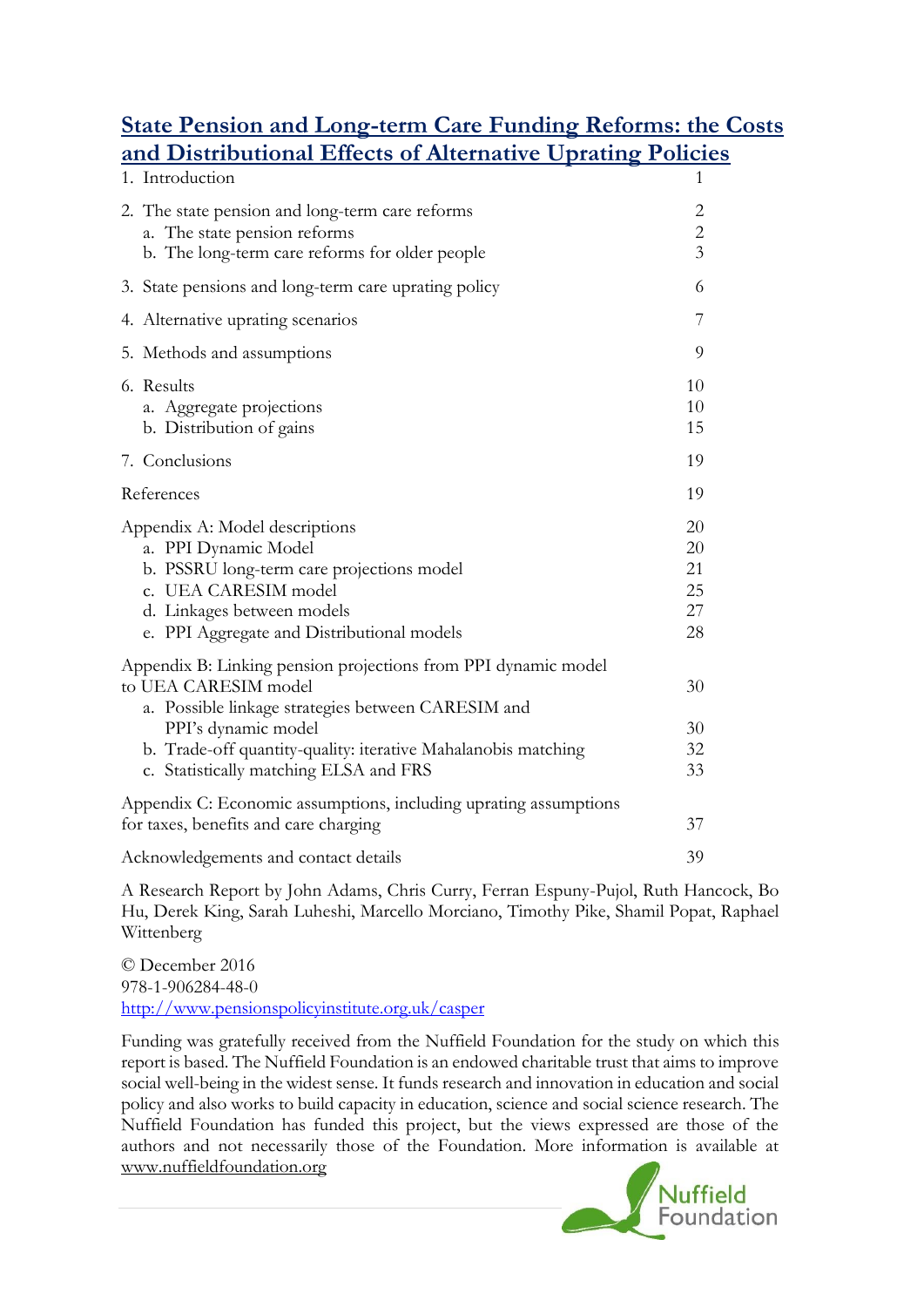# State Pension and Long-term Care Funding Reforms: the Costs and Distributional Effects of Alternative Uprating Policies

| | |
|---|---|
| 1. Introduction | 1 |
| 2. The state pension and long-term care reforms | 2 |
| a. The state pension reforms | 2 |
| b. The long-term care reforms for older people | 3 |
| 3. State pensions and long-term care uprating policy | 6 |
| 4. Alternative uprating scenarios | 7 |
| 5. Methods and assumptions | 9 |
| 6. Results | 10 |
| a. Aggregate projections | 10 |
| b. Distribution of gains | 15 |
| 7. Conclusions | 19 |
| References | 19 |
| Appendix A: Model descriptions | 20 |
| a. PPI Dynamic Model | 20 |
| b. PSSRU long-term care projections model | 21 |
| c. UEA CARESIM model | 25 |
| d. Linkages between models | 27 |
| e. PPI Aggregate and Distributional models | 28 |
| Appendix B: Linking pension projections from PPI dynamic model to UEA CARESIM model | 30 |
| a. Possible linkage strategies between CARESIM and PPI's dynamic model | 30 |
| b. Trade-off quantity-quality: iterative Mahalanobis matching | 32 |
| c. Statistically matching ELSA and FRS | 33 |
| Appendix C: Economic assumptions, including uprating assumptions for taxes, benefits and care charging | 37 |
| Acknowledgements and contact details | 39 |

A Research Report by John Adams, Chris Curry, Ferran Espuny-Pujol, Ruth Hancock, Bo Hu, Derek King, Sarah Luheshi, Marcello Morciano, Timothy Pike, Shamil Popat, Raphael Wittenberg

© December 2016
978-1-906284-48-0
http://www.pensionspolicyinstitute.org.uk/casper

Funding was gratefully received from the Nuffield Foundation for the study on which this report is based. The Nuffield Foundation is an endowed charitable trust that aims to improve social well-being in the widest sense. It funds research and innovation in education and social policy and also works to build capacity in education, science and social science research. The Nuffield Foundation has funded this project, but the views expressed are those of the authors and not necessarily those of the Foundation. More information is available at www.nuffieldfoundation.org

Nuffield Foundation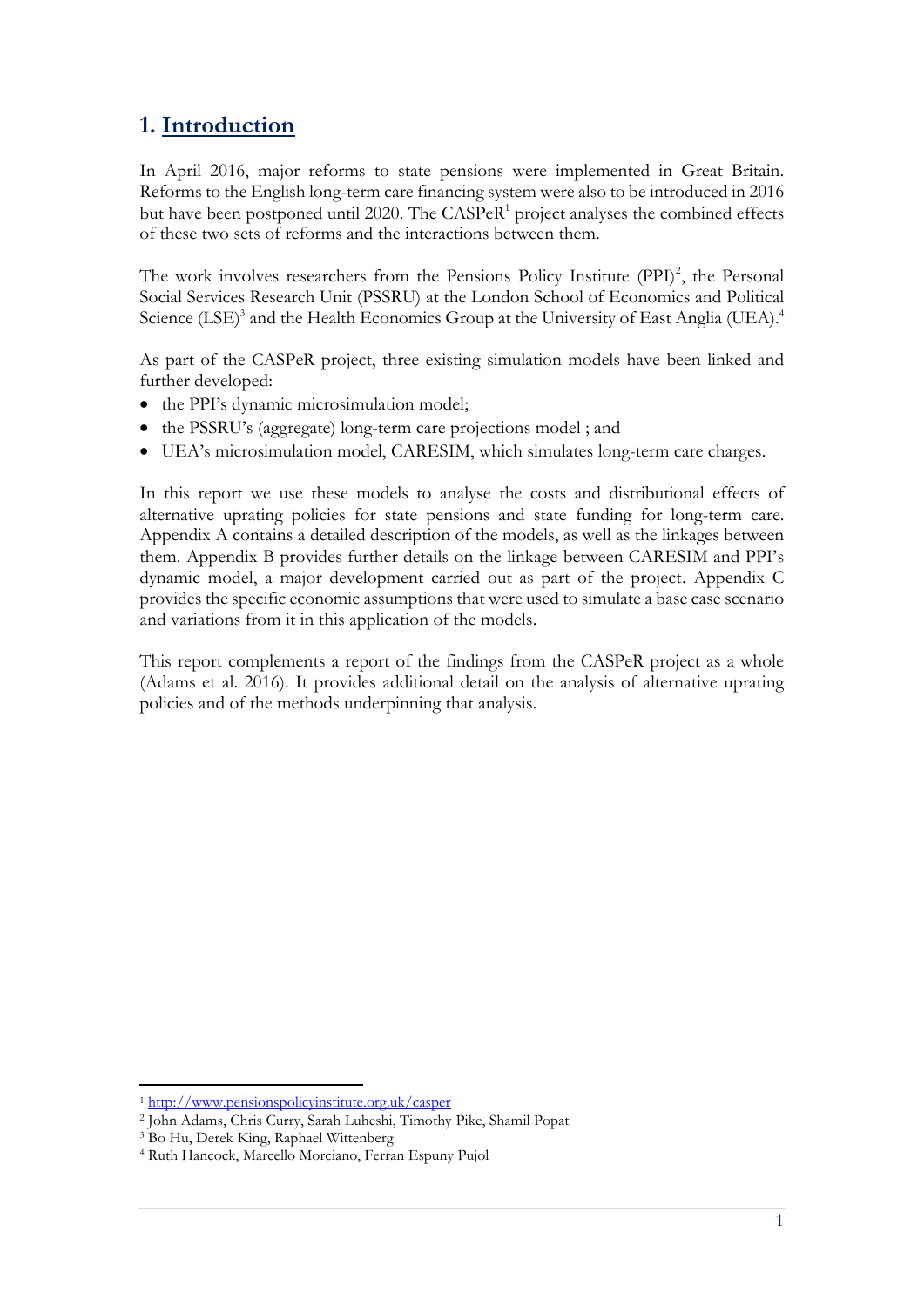# 1. Introduction

In April 2016, major reforms to state pensions were implemented in Great Britain. Reforms to the English long-term care financing system were also to be introduced in 2016 but have been postponed until 2020. The CASPeR[1] project analyses the combined effects of these two sets of reforms and the interactions between them.

The work involves researchers from the Pensions Policy Institute (PPI)[2], the Personal Social Services Research Unit (PSSRU) at the London School of Economics and Political Science (LSE)[3] and the Health Economics Group at the University of East Anglia (UEA).[4]

As part of the CASPeR project, three existing simulation models have been linked and further developed:

- the PPI's dynamic microsimulation model;
- the PSSRU's (aggregate) long-term care projections model ; and
- UEA's microsimulation model, CARESIM, which simulates long-term care charges.

In this report we use these models to analyse the costs and distributional effects of alternative uprating policies for state pensions and state funding for long-term care. Appendix A contains a detailed description of the models, as well as the linkages between them. Appendix B provides further details on the linkage between CARESIM and PPI's dynamic model, a major development carried out as part of the project. Appendix C provides the specific economic assumptions that were used to simulate a base case scenario and variations from it in this application of the models.

This report complements a report of the findings from the CASPeR project as a whole (Adams et al. 2016). It provides additional detail on the analysis of alternative uprating policies and of the methods underpinning that analysis.

[1] http://www.pensionspolicyinstitute.org.uk/casper

[2] John Adams, Chris Curry, Sarah Luheshi, Timothy Pike, Shamil Popat

[3] Bo Hu, Derek King, Raphael Wittenberg

[4] Ruth Hancock, Marcello Morciano, Ferran Espuny Pujol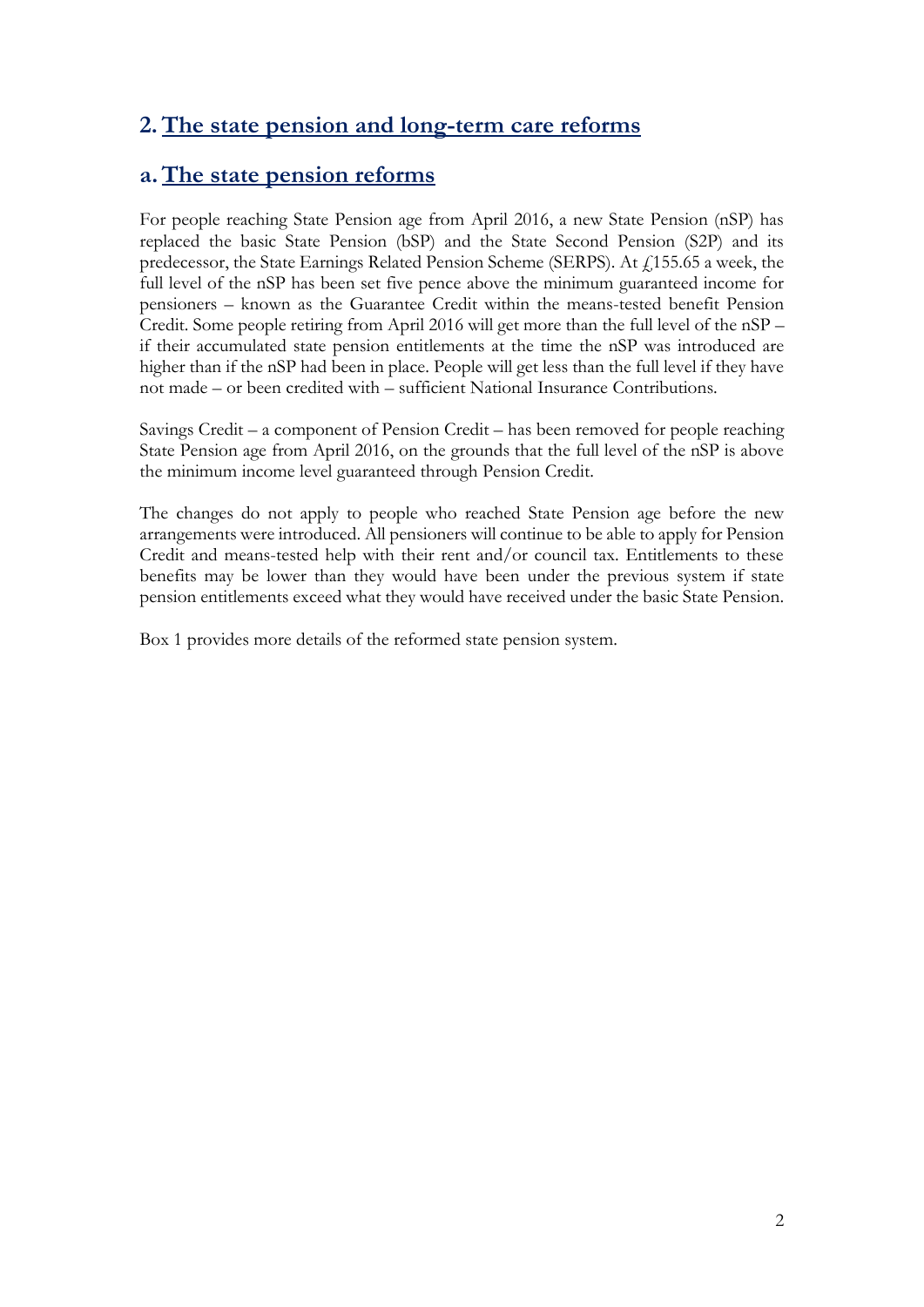## 2. The state pension and long-term care reforms

## a. The state pension reforms

For people reaching State Pension age from April 2016, a new State Pension (nSP) has replaced the basic State Pension (bSP) and the State Second Pension (S2P) and its predecessor, the State Earnings Related Pension Scheme (SERPS). At £155.65 a week, the full level of the nSP has been set five pence above the minimum guaranteed income for pensioners – known as the Guarantee Credit within the means-tested benefit Pension Credit. Some people retiring from April 2016 will get more than the full level of the nSP – if their accumulated state pension entitlements at the time the nSP was introduced are higher than if the nSP had been in place. People will get less than the full level if they have not made – or been credited with – sufficient National Insurance Contributions.

Savings Credit – a component of Pension Credit – has been removed for people reaching State Pension age from April 2016, on the grounds that the full level of the nSP is above the minimum income level guaranteed through Pension Credit.

The changes do not apply to people who reached State Pension age before the new arrangements were introduced. All pensioners will continue to be able to apply for Pension Credit and means-tested help with their rent and/or council tax. Entitlements to these benefits may be lower than they would have been under the previous system if state pension entitlements exceed what they would have received under the basic State Pension.

Box 1 provides more details of the reformed state pension system.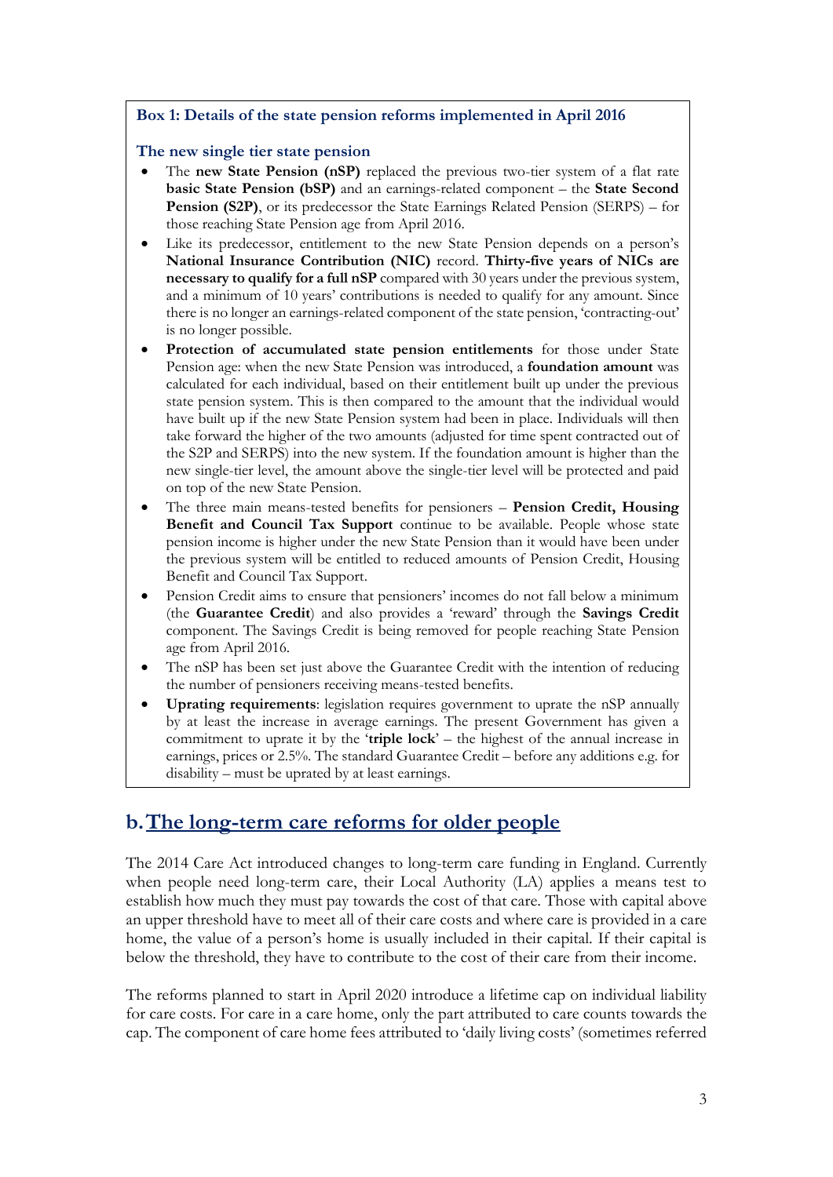**Box 1: Details of the state pension reforms implemented in April 2016**

**The new single tier state pension**

- The **new State Pension (nSP)** replaced the previous two-tier system of a flat rate **basic State Pension (bSP)** and an earnings-related component – the **State Second Pension (S2P)**, or its predecessor the State Earnings Related Pension (SERPS) – for those reaching State Pension age from April 2016.
- Like its predecessor, entitlement to the new State Pension depends on a person's **National Insurance Contribution (NIC)** record. **Thirty-five years of NICs are necessary to qualify for a full nSP** compared with 30 years under the previous system, and a minimum of 10 years' contributions is needed to qualify for any amount. Since there is no longer an earnings-related component of the state pension, 'contracting-out' is no longer possible.
- **Protection of accumulated state pension entitlements** for those under State Pension age: when the new State Pension was introduced, a **foundation amount** was calculated for each individual, based on their entitlement built up under the previous state pension system. This is then compared to the amount that the individual would have built up if the new State Pension system had been in place. Individuals will then take forward the higher of the two amounts (adjusted for time spent contracted out of the S2P and SERPS) into the new system. If the foundation amount is higher than the new single-tier level, the amount above the single-tier level will be protected and paid on top of the new State Pension.
- The three main means-tested benefits for pensioners – **Pension Credit, Housing Benefit and Council Tax Support** continue to be available. People whose state pension income is higher under the new State Pension than it would have been under the previous system will be entitled to reduced amounts of Pension Credit, Housing Benefit and Council Tax Support.
- Pension Credit aims to ensure that pensioners' incomes do not fall below a minimum (the **Guarantee Credit**) and also provides a 'reward' through the **Savings Credit** component. The Savings Credit is being removed for people reaching State Pension age from April 2016.
- The nSP has been set just above the Guarantee Credit with the intention of reducing the number of pensioners receiving means-tested benefits.
- **Uprating requirements**: legislation requires government to uprate the nSP annually by at least the increase in average earnings. The present Government has given a commitment to uprate it by the '**triple lock**' – the highest of the annual increase in earnings, prices or 2.5%. The standard Guarantee Credit – before any additions e.g. for disability – must be uprated by at least earnings.

## b. The long-term care reforms for older people

The 2014 Care Act introduced changes to long-term care funding in England. Currently when people need long-term care, their Local Authority (LA) applies a means test to establish how much they must pay towards the cost of that care. Those with capital above an upper threshold have to meet all of their care costs and where care is provided in a care home, the value of a person's home is usually included in their capital. If their capital is below the threshold, they have to contribute to the cost of their care from their income.

The reforms planned to start in April 2020 introduce a lifetime cap on individual liability for care costs. For care in a care home, only the part attributed to care counts towards the cap. The component of care home fees attributed to 'daily living costs' (sometimes referred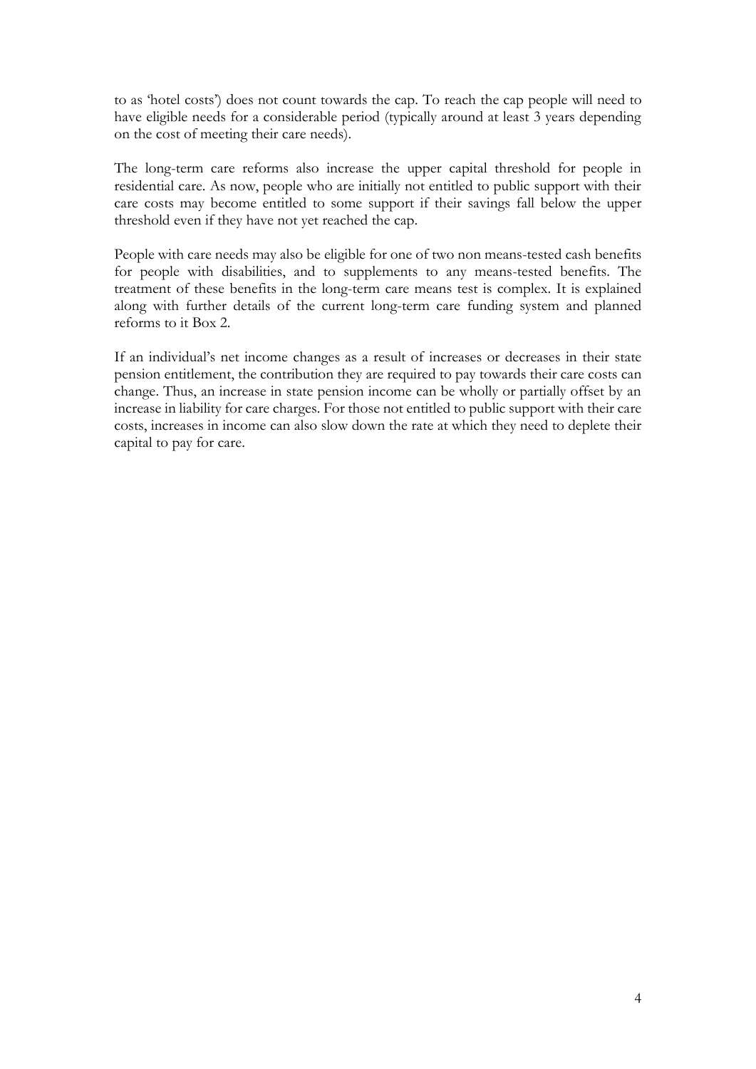to as 'hotel costs') does not count towards the cap. To reach the cap people will need to have eligible needs for a considerable period (typically around at least 3 years depending on the cost of meeting their care needs).

The long-term care reforms also increase the upper capital threshold for people in residential care. As now, people who are initially not entitled to public support with their care costs may become entitled to some support if their savings fall below the upper threshold even if they have not yet reached the cap.

People with care needs may also be eligible for one of two non means-tested cash benefits for people with disabilities, and to supplements to any means-tested benefits. The treatment of these benefits in the long-term care means test is complex. It is explained along with further details of the current long-term care funding system and planned reforms to it Box 2.

If an individual's net income changes as a result of increases or decreases in their state pension entitlement, the contribution they are required to pay towards their care costs can change. Thus, an increase in state pension income can be wholly or partially offset by an increase in liability for care charges. For those not entitled to public support with their care costs, increases in income can also slow down the rate at which they need to deplete their capital to pay for care.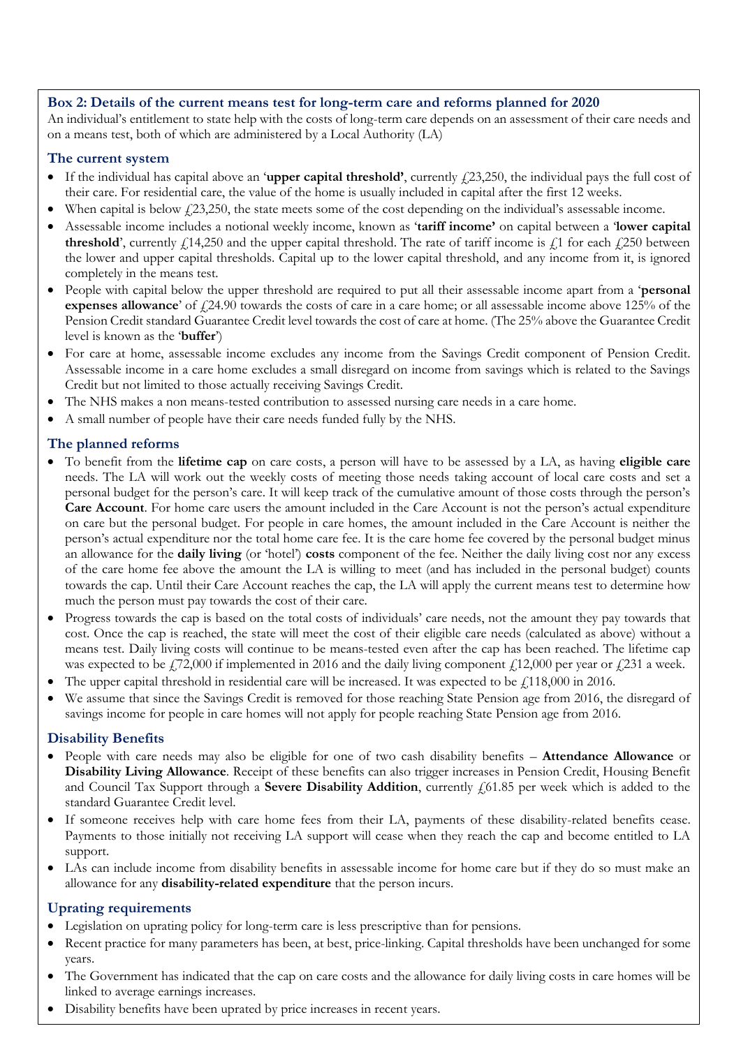### Box 2: Details of the current means test for long-term care and reforms planned for 2020

An individual's entitlement to state help with the costs of long-term care depends on an assessment of their care needs and on a means test, both of which are administered by a Local Authority (LA)

#### The current system

- If the individual has capital above an '**upper capital threshold'**, currently £23,250, the individual pays the full cost of their care. For residential care, the value of the home is usually included in capital after the first 12 weeks.
- When capital is below £23,250, the state meets some of the cost depending on the individual's assessable income.
- Assessable income includes a notional weekly income, known as '**tariff income'** on capital between a '**lower capital threshold**', currently £14,250 and the upper capital threshold. The rate of tariff income is £1 for each £250 between the lower and upper capital thresholds. Capital up to the lower capital threshold, and any income from it, is ignored completely in the means test.
- People with capital below the upper threshold are required to put all their assessable income apart from a '**personal expenses allowance**' of £24.90 towards the costs of care in a care home; or all assessable income above 125% of the Pension Credit standard Guarantee Credit level towards the cost of care at home. (The 25% above the Guarantee Credit level is known as the '**buffer**')
- For care at home, assessable income excludes any income from the Savings Credit component of Pension Credit. Assessable income in a care home excludes a small disregard on income from savings which is related to the Savings Credit but not limited to those actually receiving Savings Credit.
- The NHS makes a non means-tested contribution to assessed nursing care needs in a care home.
- A small number of people have their care needs funded fully by the NHS.

#### The planned reforms

- To benefit from the **lifetime cap** on care costs, a person will have to be assessed by a LA, as having **eligible care** needs. The LA will work out the weekly costs of meeting those needs taking account of local care costs and set a personal budget for the person's care. It will keep track of the cumulative amount of those costs through the person's **Care Account**. For home care users the amount included in the Care Account is not the person's actual expenditure on care but the personal budget. For people in care homes, the amount included in the Care Account is neither the person's actual expenditure nor the total home care fee. It is the care home fee covered by the personal budget minus an allowance for the **daily living** (or 'hotel') **costs** component of the fee. Neither the daily living cost nor any excess of the care home fee above the amount the LA is willing to meet (and has included in the personal budget) counts towards the cap. Until their Care Account reaches the cap, the LA will apply the current means test to determine how much the person must pay towards the cost of their care.
- Progress towards the cap is based on the total costs of individuals' care needs, not the amount they pay towards that cost. Once the cap is reached, the state will meet the cost of their eligible care needs (calculated as above) without a means test. Daily living costs will continue to be means-tested even after the cap has been reached. The lifetime cap was expected to be £72,000 if implemented in 2016 and the daily living component £12,000 per year or £231 a week.
- The upper capital threshold in residential care will be increased. It was expected to be £118,000 in 2016.
- We assume that since the Savings Credit is removed for those reaching State Pension age from 2016, the disregard of savings income for people in care homes will not apply for people reaching State Pension age from 2016.

#### Disability Benefits

- People with care needs may also be eligible for one of two cash disability benefits – **Attendance Allowance** or **Disability Living Allowance**. Receipt of these benefits can also trigger increases in Pension Credit, Housing Benefit and Council Tax Support through a **Severe Disability Addition**, currently £61.85 per week which is added to the standard Guarantee Credit level.
- If someone receives help with care home fees from their LA, payments of these disability-related benefits cease. Payments to those initially not receiving LA support will cease when they reach the cap and become entitled to LA support.
- LAs can include income from disability benefits in assessable income for home care but if they do so must make an allowance for any **disability-related expenditure** that the person incurs.

#### Uprating requirements

- Legislation on uprating policy for long-term care is less prescriptive than for pensions.
- Recent practice for many parameters has been, at best, price-linking. Capital thresholds have been unchanged for some years.
- The Government has indicated that the cap on care costs and the allowance for daily living costs in care homes will be linked to average earnings increases.
- Disability benefits have been uprated by price increases in recent years.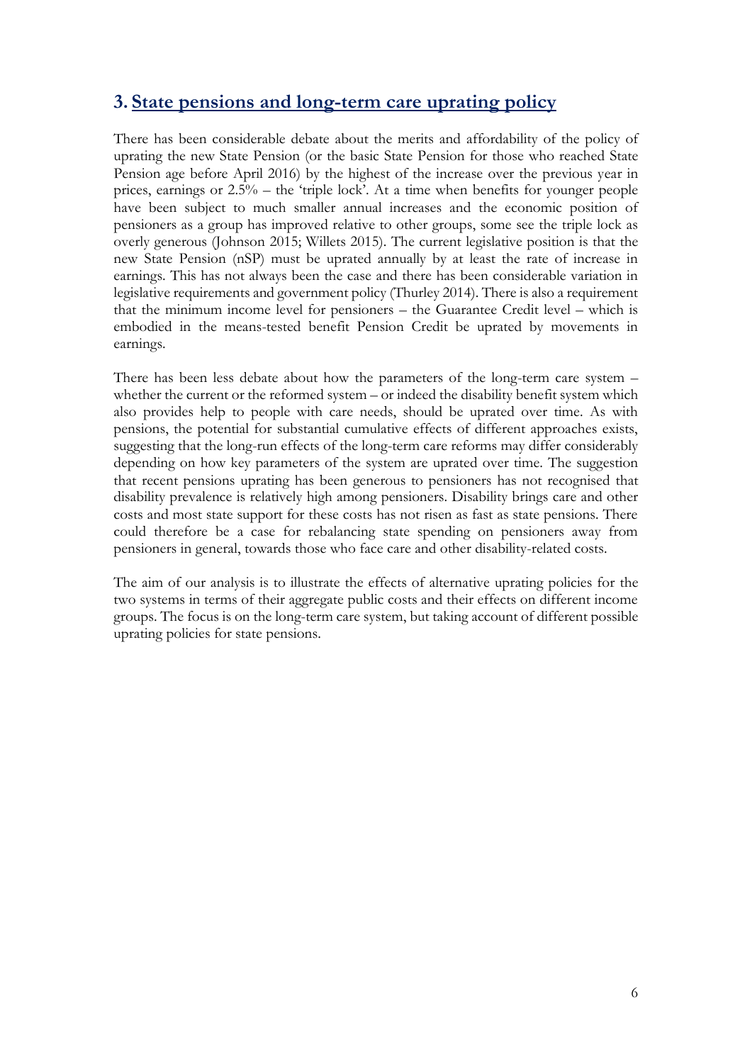## 3. State pensions and long-term care uprating policy

There has been considerable debate about the merits and affordability of the policy of uprating the new State Pension (or the basic State Pension for those who reached State Pension age before April 2016) by the highest of the increase over the previous year in prices, earnings or 2.5% – the 'triple lock'. At a time when benefits for younger people have been subject to much smaller annual increases and the economic position of pensioners as a group has improved relative to other groups, some see the triple lock as overly generous (Johnson 2015; Willets 2015). The current legislative position is that the new State Pension (nSP) must be uprated annually by at least the rate of increase in earnings. This has not always been the case and there has been considerable variation in legislative requirements and government policy (Thurley 2014). There is also a requirement that the minimum income level for pensioners – the Guarantee Credit level – which is embodied in the means-tested benefit Pension Credit be uprated by movements in earnings.

There has been less debate about how the parameters of the long-term care system – whether the current or the reformed system – or indeed the disability benefit system which also provides help to people with care needs, should be uprated over time. As with pensions, the potential for substantial cumulative effects of different approaches exists, suggesting that the long-run effects of the long-term care reforms may differ considerably depending on how key parameters of the system are uprated over time. The suggestion that recent pensions uprating has been generous to pensioners has not recognised that disability prevalence is relatively high among pensioners. Disability brings care and other costs and most state support for these costs has not risen as fast as state pensions. There could therefore be a case for rebalancing state spending on pensioners away from pensioners in general, towards those who face care and other disability-related costs.

The aim of our analysis is to illustrate the effects of alternative uprating policies for the two systems in terms of their aggregate public costs and their effects on different income groups. The focus is on the long-term care system, but taking account of different possible uprating policies for state pensions.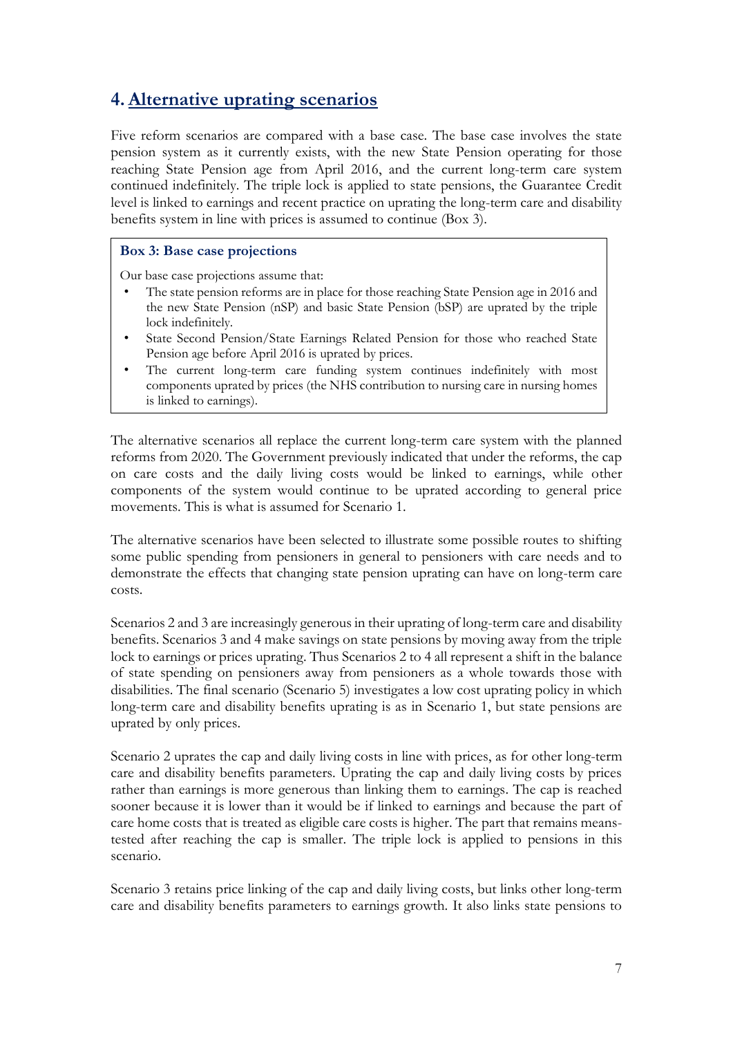## 4. Alternative uprating scenarios

Five reform scenarios are compared with a base case. The base case involves the state pension system as it currently exists, with the new State Pension operating for those reaching State Pension age from April 2016, and the current long-term care system continued indefinitely. The triple lock is applied to state pensions, the Guarantee Credit level is linked to earnings and recent practice on uprating the long-term care and disability benefits system in line with prices is assumed to continue (Box 3).

> **Box 3: Base case projections**
>
> Our base case projections assume that:
>
> - The state pension reforms are in place for those reaching State Pension age in 2016 and the new State Pension (nSP) and basic State Pension (bSP) are uprated by the triple lock indefinitely.
> - State Second Pension/State Earnings Related Pension for those who reached State Pension age before April 2016 is uprated by prices.
> - The current long-term care funding system continues indefinitely with most components uprated by prices (the NHS contribution to nursing care in nursing homes is linked to earnings).

The alternative scenarios all replace the current long-term care system with the planned reforms from 2020. The Government previously indicated that under the reforms, the cap on care costs and the daily living costs would be linked to earnings, while other components of the system would continue to be uprated according to general price movements. This is what is assumed for Scenario 1.

The alternative scenarios have been selected to illustrate some possible routes to shifting some public spending from pensioners in general to pensioners with care needs and to demonstrate the effects that changing state pension uprating can have on long-term care costs.

Scenarios 2 and 3 are increasingly generous in their uprating of long-term care and disability benefits. Scenarios 3 and 4 make savings on state pensions by moving away from the triple lock to earnings or prices uprating. Thus Scenarios 2 to 4 all represent a shift in the balance of state spending on pensioners away from pensioners as a whole towards those with disabilities. The final scenario (Scenario 5) investigates a low cost uprating policy in which long-term care and disability benefits uprating is as in Scenario 1, but state pensions are uprated by only prices.

Scenario 2 uprates the cap and daily living costs in line with prices, as for other long-term care and disability benefits parameters. Uprating the cap and daily living costs by prices rather than earnings is more generous than linking them to earnings. The cap is reached sooner because it is lower than it would be if linked to earnings and because the part of care home costs that is treated as eligible care costs is higher. The part that remains means-tested after reaching the cap is smaller. The triple lock is applied to pensions in this scenario.

Scenario 3 retains price linking of the cap and daily living costs, but links other long-term care and disability benefits parameters to earnings growth. It also links state pensions to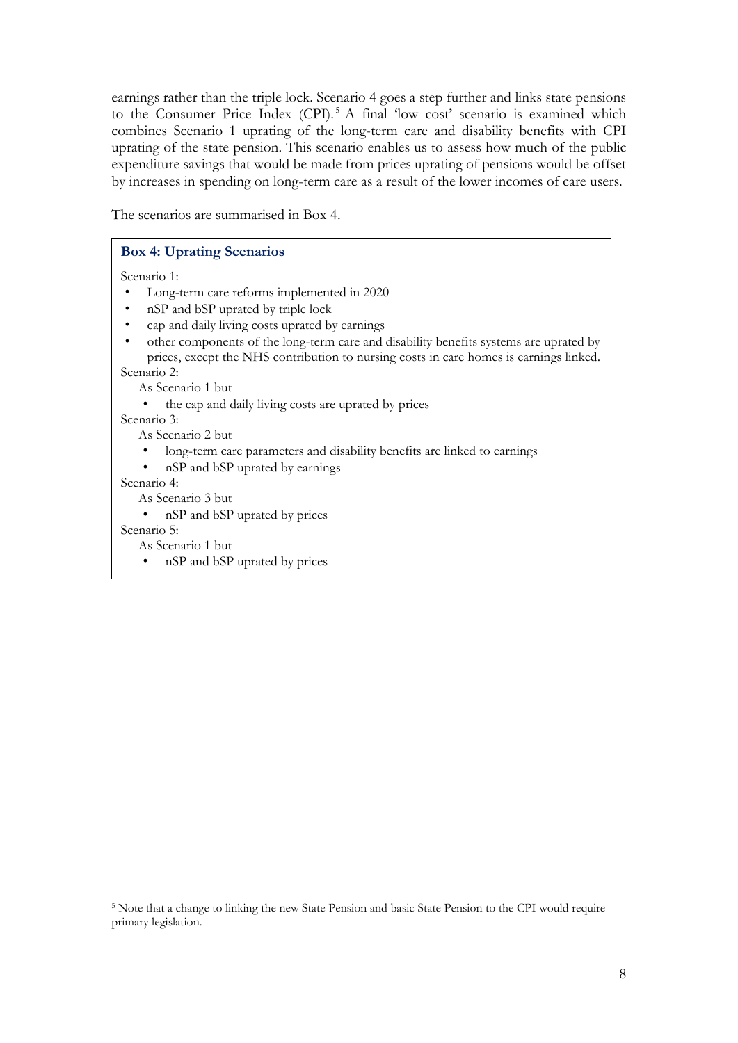earnings rather than the triple lock. Scenario 4 goes a step further and links state pensions to the Consumer Price Index (CPI).[5] A final 'low cost' scenario is examined which combines Scenario 1 uprating of the long-term care and disability benefits with CPI uprating of the state pension. This scenario enables us to assess how much of the public expenditure savings that would be made from prices uprating of pensions would be offset by increases in spending on long-term care as a result of the lower incomes of care users.

The scenarios are summarised in Box 4.

> **Box 4: Uprating Scenarios**
>
> Scenario 1:
> - Long-term care reforms implemented in 2020
> - nSP and bSP uprated by triple lock
> - cap and daily living costs uprated by earnings
> - other components of the long-term care and disability benefits systems are uprated by prices, except the NHS contribution to nursing costs in care homes is earnings linked.
>
> Scenario 2:
>
> As Scenario 1 but
> - the cap and daily living costs are uprated by prices
>
> Scenario 3:
>
> As Scenario 2 but
> - long-term care parameters and disability benefits are linked to earnings
> - nSP and bSP uprated by earnings
>
> Scenario 4:
>
> As Scenario 3 but
> - nSP and bSP uprated by prices
>
> Scenario 5:
>
> As Scenario 1 but
> - nSP and bSP uprated by prices

[5] Note that a change to linking the new State Pension and basic State Pension to the CPI would require primary legislation.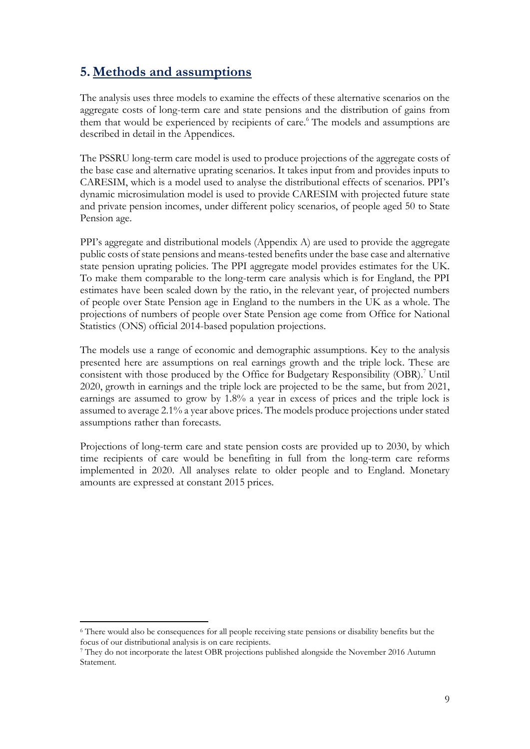## 5. Methods and assumptions

The analysis uses three models to examine the effects of these alternative scenarios on the aggregate costs of long-term care and state pensions and the distribution of gains from them that would be experienced by recipients of care.[6] The models and assumptions are described in detail in the Appendices.

The PSSRU long-term care model is used to produce projections of the aggregate costs of the base case and alternative uprating scenarios. It takes input from and provides inputs to CARESIM, which is a model used to analyse the distributional effects of scenarios. PPI's dynamic microsimulation model is used to provide CARESIM with projected future state and private pension incomes, under different policy scenarios, of people aged 50 to State Pension age.

PPI's aggregate and distributional models (Appendix A) are used to provide the aggregate public costs of state pensions and means-tested benefits under the base case and alternative state pension uprating policies. The PPI aggregate model provides estimates for the UK. To make them comparable to the long-term care analysis which is for England, the PPI estimates have been scaled down by the ratio, in the relevant year, of projected numbers of people over State Pension age in England to the numbers in the UK as a whole. The projections of numbers of people over State Pension age come from Office for National Statistics (ONS) official 2014-based population projections.

The models use a range of economic and demographic assumptions. Key to the analysis presented here are assumptions on real earnings growth and the triple lock. These are consistent with those produced by the Office for Budgetary Responsibility (OBR).[7] Until 2020, growth in earnings and the triple lock are projected to be the same, but from 2021, earnings are assumed to grow by 1.8% a year in excess of prices and the triple lock is assumed to average 2.1% a year above prices. The models produce projections under stated assumptions rather than forecasts.

Projections of long-term care and state pension costs are provided up to 2030, by which time recipients of care would be benefiting in full from the long-term care reforms implemented in 2020. All analyses relate to older people and to England. Monetary amounts are expressed at constant 2015 prices.

---

[6] There would also be consequences for all people receiving state pensions or disability benefits but the focus of our distributional analysis is on care recipients.

[7] They do not incorporate the latest OBR projections published alongside the November 2016 Autumn Statement.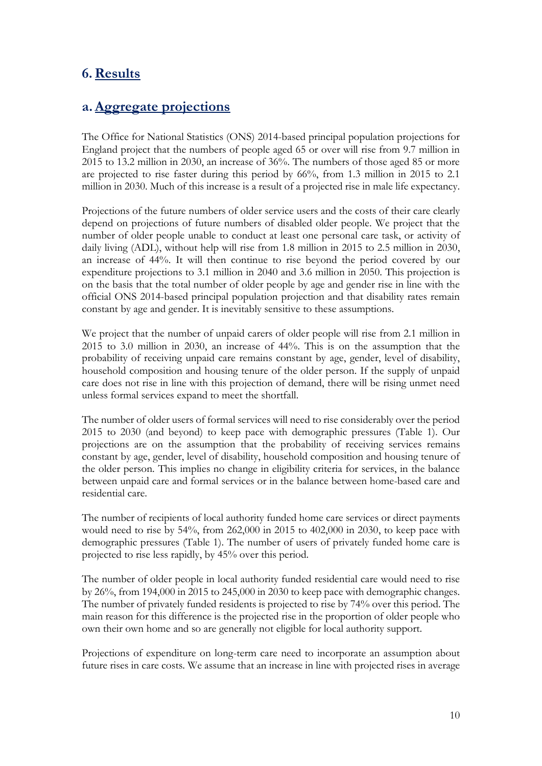## 6. Results

### a. Aggregate projections

The Office for National Statistics (ONS) 2014-based principal population projections for England project that the numbers of people aged 65 or over will rise from 9.7 million in 2015 to 13.2 million in 2030, an increase of 36%. The numbers of those aged 85 or more are projected to rise faster during this period by 66%, from 1.3 million in 2015 to 2.1 million in 2030. Much of this increase is a result of a projected rise in male life expectancy.

Projections of the future numbers of older service users and the costs of their care clearly depend on projections of future numbers of disabled older people. We project that the number of older people unable to conduct at least one personal care task, or activity of daily living (ADL), without help will rise from 1.8 million in 2015 to 2.5 million in 2030, an increase of 44%. It will then continue to rise beyond the period covered by our expenditure projections to 3.1 million in 2040 and 3.6 million in 2050. This projection is on the basis that the total number of older people by age and gender rise in line with the official ONS 2014-based principal population projection and that disability rates remain constant by age and gender. It is inevitably sensitive to these assumptions.

We project that the number of unpaid carers of older people will rise from 2.1 million in 2015 to 3.0 million in 2030, an increase of 44%. This is on the assumption that the probability of receiving unpaid care remains constant by age, gender, level of disability, household composition and housing tenure of the older person. If the supply of unpaid care does not rise in line with this projection of demand, there will be rising unmet need unless formal services expand to meet the shortfall.

The number of older users of formal services will need to rise considerably over the period 2015 to 2030 (and beyond) to keep pace with demographic pressures (Table 1). Our projections are on the assumption that the probability of receiving services remains constant by age, gender, level of disability, household composition and housing tenure of the older person. This implies no change in eligibility criteria for services, in the balance between unpaid care and formal services or in the balance between home-based care and residential care.

The number of recipients of local authority funded home care services or direct payments would need to rise by 54%, from 262,000 in 2015 to 402,000 in 2030, to keep pace with demographic pressures (Table 1). The number of users of privately funded home care is projected to rise less rapidly, by 45% over this period.

The number of older people in local authority funded residential care would need to rise by 26%, from 194,000 in 2015 to 245,000 in 2030 to keep pace with demographic changes. The number of privately funded residents is projected to rise by 74% over this period. The main reason for this difference is the projected rise in the proportion of older people who own their own home and so are generally not eligible for local authority support.

Projections of expenditure on long-term care need to incorporate an assumption about future rises in care costs. We assume that an increase in line with projected rises in average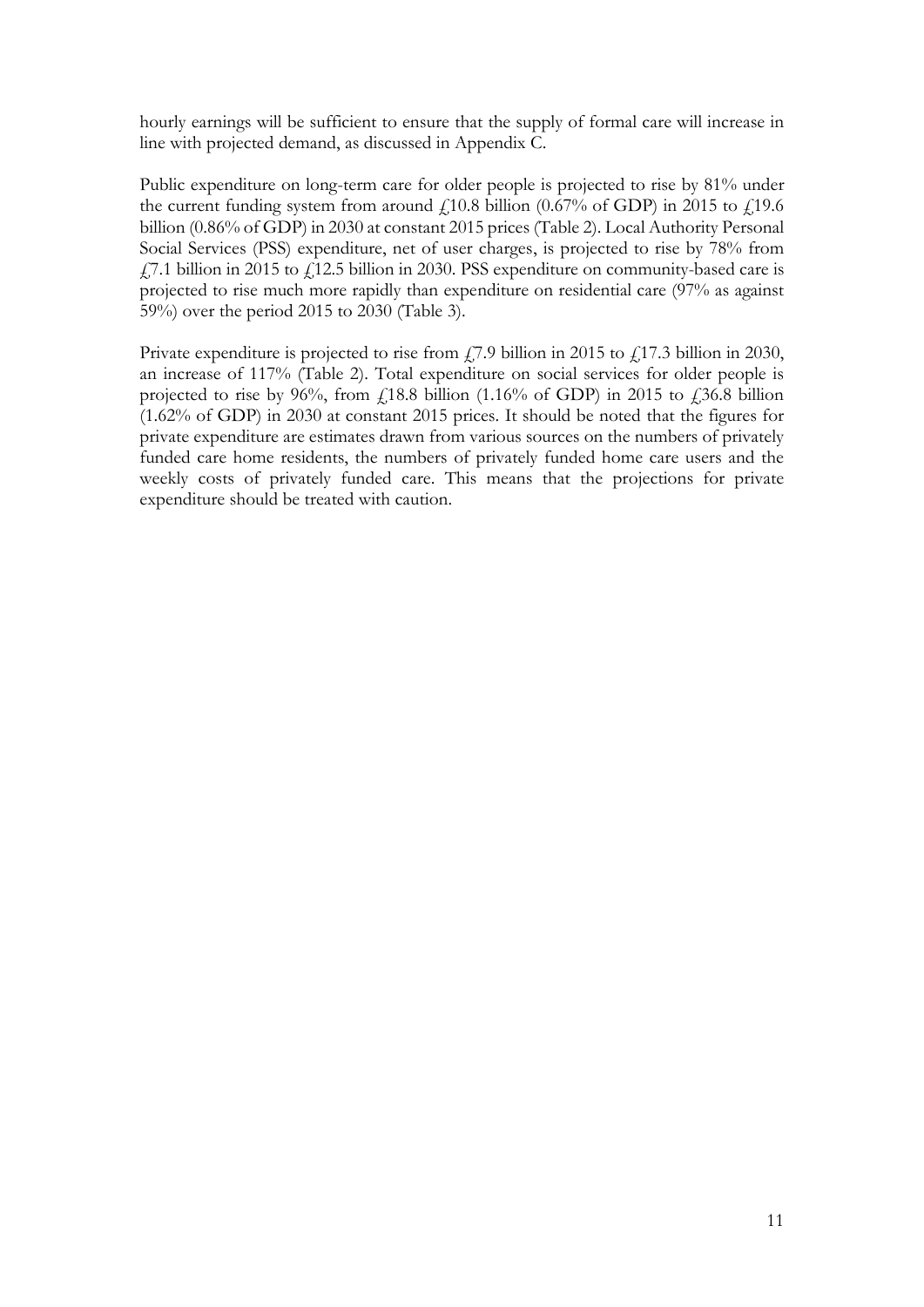hourly earnings will be sufficient to ensure that the supply of formal care will increase in line with projected demand, as discussed in Appendix C.

Public expenditure on long-term care for older people is projected to rise by 81% under the current funding system from around £10.8 billion (0.67% of GDP) in 2015 to £19.6 billion (0.86% of GDP) in 2030 at constant 2015 prices (Table 2). Local Authority Personal Social Services (PSS) expenditure, net of user charges, is projected to rise by 78% from £7.1 billion in 2015 to £12.5 billion in 2030. PSS expenditure on community-based care is projected to rise much more rapidly than expenditure on residential care (97% as against 59%) over the period 2015 to 2030 (Table 3).

Private expenditure is projected to rise from £7.9 billion in 2015 to £17.3 billion in 2030, an increase of 117% (Table 2). Total expenditure on social services for older people is projected to rise by 96%, from £18.8 billion (1.16% of GDP) in 2015 to £36.8 billion (1.62% of GDP) in 2030 at constant 2015 prices. It should be noted that the figures for private expenditure are estimates drawn from various sources on the numbers of privately funded care home residents, the numbers of privately funded home care users and the weekly costs of privately funded care. This means that the projections for private expenditure should be treated with caution.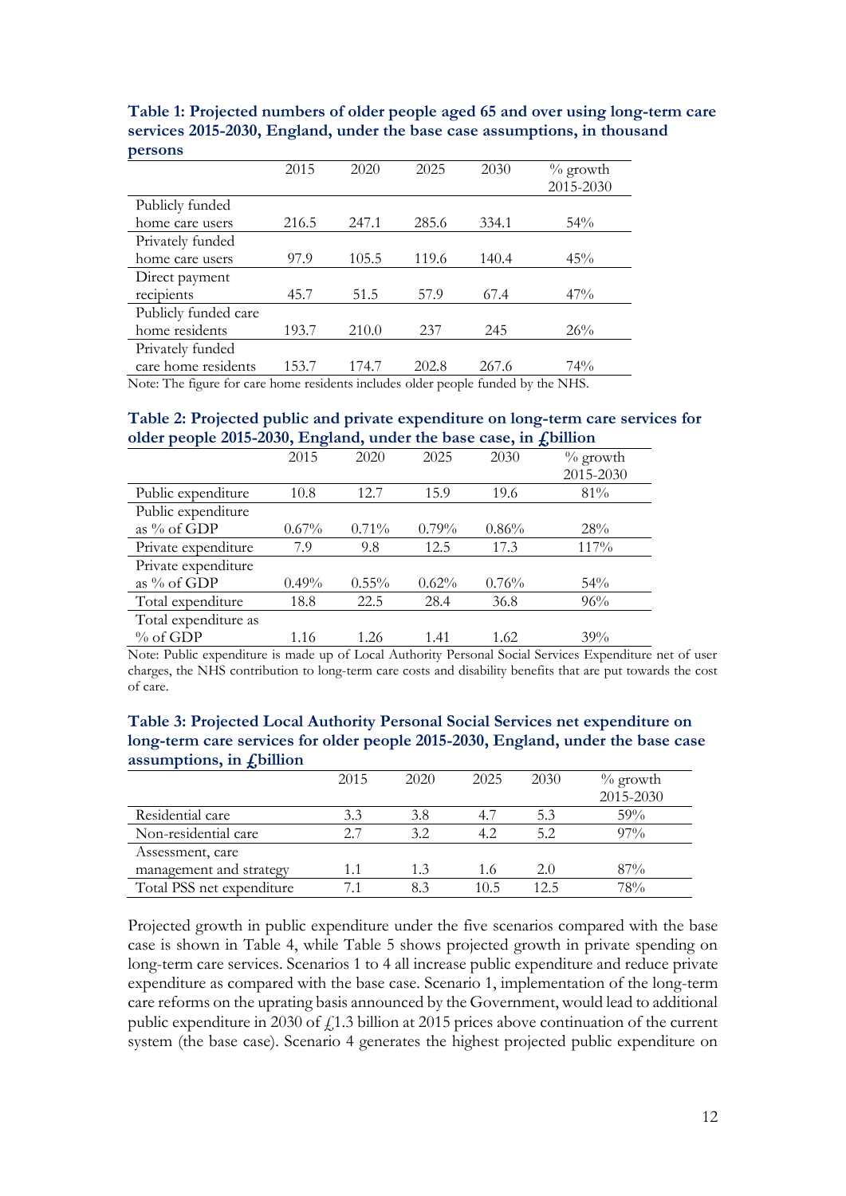**Table 1: Projected numbers of older people aged 65 and over using long-term care services 2015-2030, England, under the base case assumptions, in thousand persons**

| | 2015 | 2020 | 2025 | 2030 | % growth 2015-2030 |
|---|---|---|---|---|---|
| Publicly funded home care users | 216.5 | 247.1 | 285.6 | 334.1 | 54% |
| Privately funded home care users | 97.9 | 105.5 | 119.6 | 140.4 | 45% |
| Direct payment recipients | 45.7 | 51.5 | 57.9 | 67.4 | 47% |
| Publicly funded care home residents | 193.7 | 210.0 | 237 | 245 | 26% |
| Privately funded care home residents | 153.7 | 174.7 | 202.8 | 267.6 | 74% |

Note: The figure for care home residents includes older people funded by the NHS.

**Table 2: Projected public and private expenditure on long-term care services for older people 2015-2030, England, under the base case, in £billion**

| | 2015 | 2020 | 2025 | 2030 | % growth 2015-2030 |
|---|---|---|---|---|---|
| Public expenditure | 10.8 | 12.7 | 15.9 | 19.6 | 81% |
| Public expenditure as % of GDP | 0.67% | 0.71% | 0.79% | 0.86% | 28% |
| Private expenditure | 7.9 | 9.8 | 12.5 | 17.3 | 117% |
| Private expenditure as % of GDP | 0.49% | 0.55% | 0.62% | 0.76% | 54% |
| Total expenditure | 18.8 | 22.5 | 28.4 | 36.8 | 96% |
| Total expenditure as % of GDP | 1.16 | 1.26 | 1.41 | 1.62 | 39% |

Note: Public expenditure is made up of Local Authority Personal Social Services Expenditure net of user charges, the NHS contribution to long-term care costs and disability benefits that are put towards the cost of care.

**Table 3: Projected Local Authority Personal Social Services net expenditure on long-term care services for older people 2015-2030, England, under the base case assumptions, in £billion**

| | 2015 | 2020 | 2025 | 2030 | % growth 2015-2030 |
|---|---|---|---|---|---|
| Residential care | 3.3 | 3.8 | 4.7 | 5.3 | 59% |
| Non-residential care | 2.7 | 3.2 | 4.2 | 5.2 | 97% |
| Assessment, care management and strategy | 1.1 | 1.3 | 1.6 | 2.0 | 87% |
| Total PSS net expenditure | 7.1 | 8.3 | 10.5 | 12.5 | 78% |

Projected growth in public expenditure under the five scenarios compared with the base case is shown in Table 4, while Table 5 shows projected growth in private spending on long-term care services. Scenarios 1 to 4 all increase public expenditure and reduce private expenditure as compared with the base case. Scenario 1, implementation of the long-term care reforms on the uprating basis announced by the Government, would lead to additional public expenditure in 2030 of £1.3 billion at 2015 prices above continuation of the current system (the base case). Scenario 4 generates the highest projected public expenditure on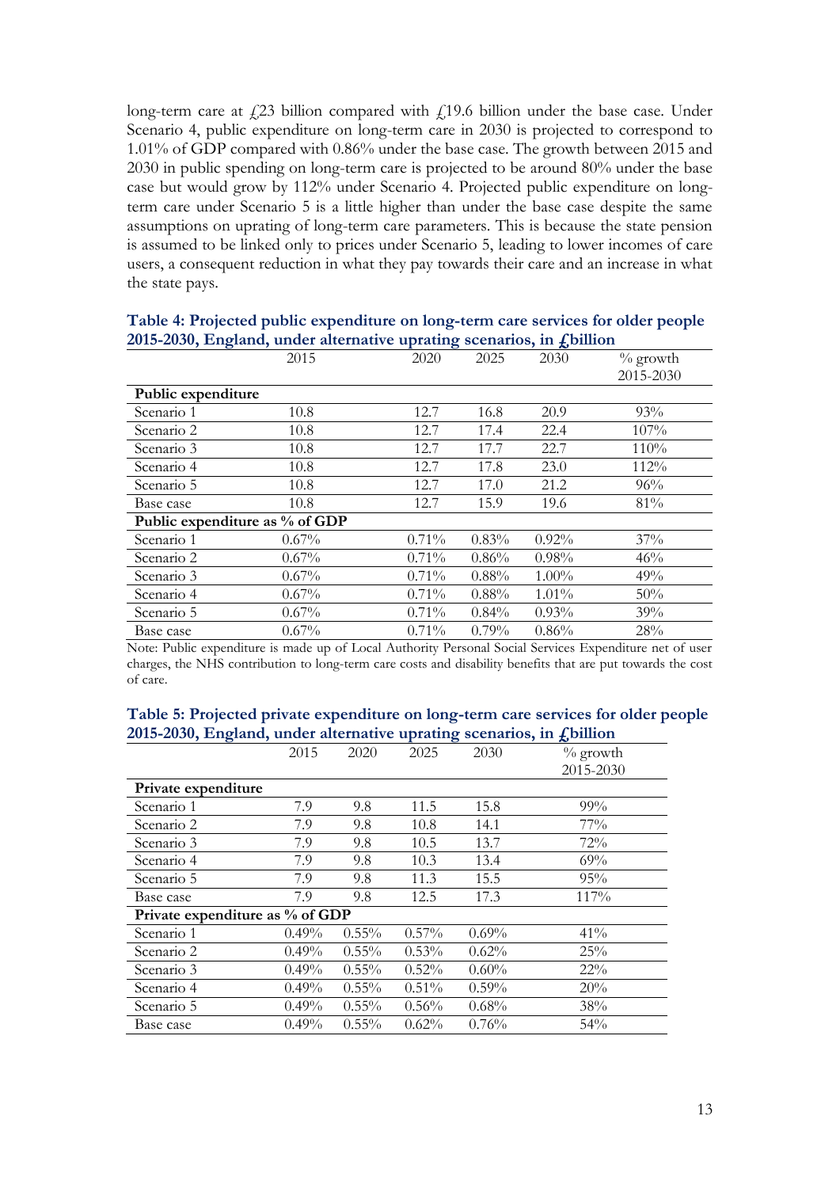long-term care at £23 billion compared with £19.6 billion under the base case. Under Scenario 4, public expenditure on long-term care in 2030 is projected to correspond to 1.01% of GDP compared with 0.86% under the base case. The growth between 2015 and 2030 in public spending on long-term care is projected to be around 80% under the base case but would grow by 112% under Scenario 4. Projected public expenditure on long-term care under Scenario 5 is a little higher than under the base case despite the same assumptions on uprating of long-term care parameters. This is because the state pension is assumed to be linked only to prices under Scenario 5, leading to lower incomes of care users, a consequent reduction in what they pay towards their care and an increase in what the state pays.

**Table 4: Projected public expenditure on long-term care services for older people 2015-2030, England, under alternative uprating scenarios, in £billion**

| | 2015 | 2020 | 2025 | 2030 | % growth 2015-2030 |
|---|---|---|---|---|---|
| **Public expenditure** | | | | | |
| Scenario 1 | 10.8 | 12.7 | 16.8 | 20.9 | 93% |
| Scenario 2 | 10.8 | 12.7 | 17.4 | 22.4 | 107% |
| Scenario 3 | 10.8 | 12.7 | 17.7 | 22.7 | 110% |
| Scenario 4 | 10.8 | 12.7 | 17.8 | 23.0 | 112% |
| Scenario 5 | 10.8 | 12.7 | 17.0 | 21.2 | 96% |
| Base case | 10.8 | 12.7 | 15.9 | 19.6 | 81% |
| **Public expenditure as % of GDP** | | | | | |
| Scenario 1 | 0.67% | 0.71% | 0.83% | 0.92% | 37% |
| Scenario 2 | 0.67% | 0.71% | 0.86% | 0.98% | 46% |
| Scenario 3 | 0.67% | 0.71% | 0.88% | 1.00% | 49% |
| Scenario 4 | 0.67% | 0.71% | 0.88% | 1.01% | 50% |
| Scenario 5 | 0.67% | 0.71% | 0.84% | 0.93% | 39% |
| Base case | 0.67% | 0.71% | 0.79% | 0.86% | 28% |

Note: Public expenditure is made up of Local Authority Personal Social Services Expenditure net of user charges, the NHS contribution to long-term care costs and disability benefits that are put towards the cost of care.

**Table 5: Projected private expenditure on long-term care services for older people 2015-2030, England, under alternative uprating scenarios, in £billion**

| | 2015 | 2020 | 2025 | 2030 | % growth 2015-2030 |
|---|---|---|---|---|---|
| **Private expenditure** | | | | | |
| Scenario 1 | 7.9 | 9.8 | 11.5 | 15.8 | 99% |
| Scenario 2 | 7.9 | 9.8 | 10.8 | 14.1 | 77% |
| Scenario 3 | 7.9 | 9.8 | 10.5 | 13.7 | 72% |
| Scenario 4 | 7.9 | 9.8 | 10.3 | 13.4 | 69% |
| Scenario 5 | 7.9 | 9.8 | 11.3 | 15.5 | 95% |
| Base case | 7.9 | 9.8 | 12.5 | 17.3 | 117% |
| **Private expenditure as % of GDP** | | | | | |
| Scenario 1 | 0.49% | 0.55% | 0.57% | 0.69% | 41% |
| Scenario 2 | 0.49% | 0.55% | 0.53% | 0.62% | 25% |
| Scenario 3 | 0.49% | 0.55% | 0.52% | 0.60% | 22% |
| Scenario 4 | 0.49% | 0.55% | 0.51% | 0.59% | 20% |
| Scenario 5 | 0.49% | 0.55% | 0.56% | 0.68% | 38% |
| Base case | 0.49% | 0.55% | 0.62% | 0.76% | 54% |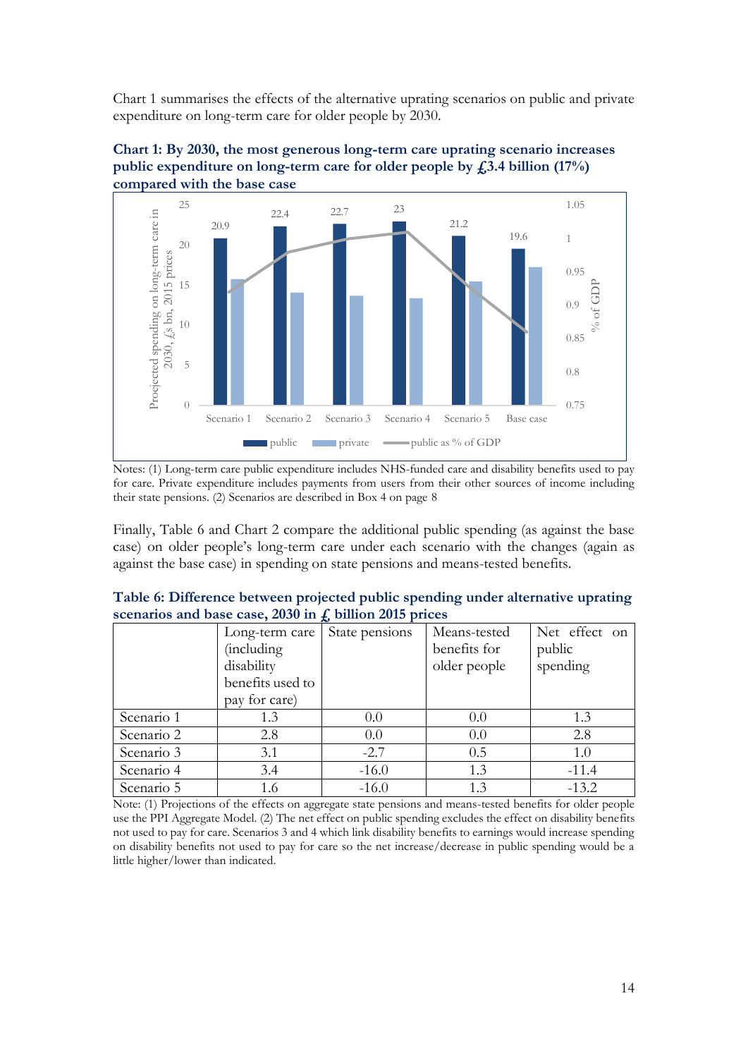Chart 1 summarises the effects of the alternative uprating scenarios on public and private expenditure on long-term care for older people by 2030.

**Chart 1: By 2030, the most generous long-term care uprating scenario increases public expenditure on long-term care for older people by £3.4 billion (17%) compared with the base case**

| | public (£s bn, 2015 prices) |
|---|---|
| Scenario 1 | 20.9 |
| Scenario 2 | 22.4 |
| Scenario 3 | 22.7 |
| Scenario 4 | 23 |
| Scenario 5 | 21.2 |
| Base case | 19.6 |

Notes: (1) Long-term care public expenditure includes NHS-funded care and disability benefits used to pay for care. Private expenditure includes payments from users from their other sources of income including their state pensions. (2) Scenarios are described in Box 4 on page 8

Finally, Table 6 and Chart 2 compare the additional public spending (as against the base case) on older people's long-term care under each scenario with the changes (again as against the base case) in spending on state pensions and means-tested benefits.

**Table 6: Difference between projected public spending under alternative uprating scenarios and base case, 2030 in £ billion 2015 prices**

| | Long-term care (including disability benefits used to pay for care) | State pensions | Means-tested benefits for older people | Net effect on public spending |
|---|---|---|---|---|
| Scenario 1 | 1.3 | 0.0 | 0.0 | 1.3 |
| Scenario 2 | 2.8 | 0.0 | 0.0 | 2.8 |
| Scenario 3 | 3.1 | -2.7 | 0.5 | 1.0 |
| Scenario 4 | 3.4 | -16.0 | 1.3 | -11.4 |
| Scenario 5 | 1.6 | -16.0 | 1.3 | -13.2 |

Note: (1) Projections of the effects on aggregate state pensions and means-tested benefits for older people use the PPI Aggregate Model. (2) The net effect on public spending excludes the effect on disability benefits not used to pay for care. Scenarios 3 and 4 which link disability benefits to earnings would increase spending on disability benefits not used to pay for care so the net increase/decrease in public spending would be a little higher/lower than indicated.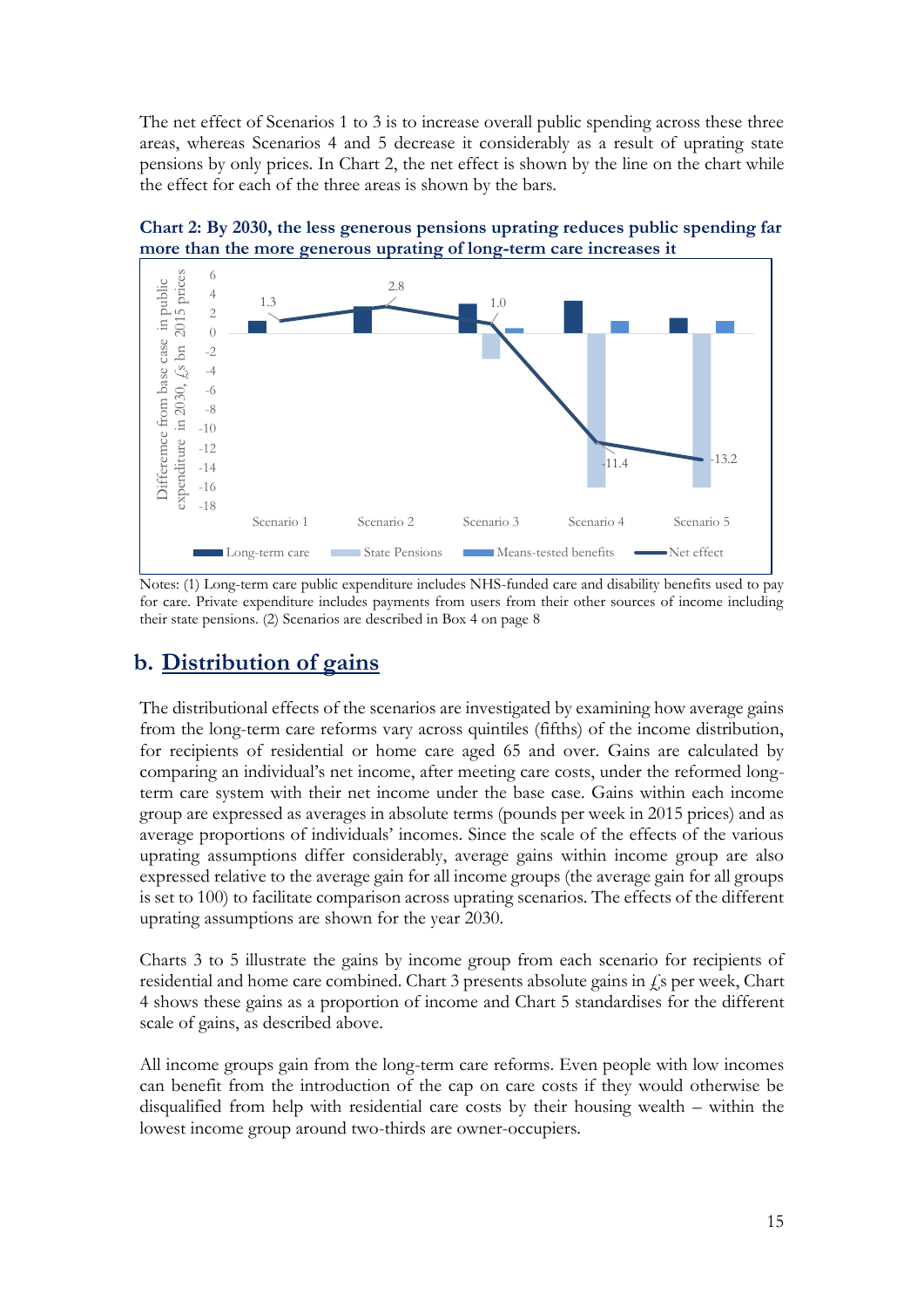The net effect of Scenarios 1 to 3 is to increase overall public spending across these three areas, whereas Scenarios 4 and 5 decrease it considerably as a result of uprating state pensions by only prices. In Chart 2, the net effect is shown by the line on the chart while the effect for each of the three areas is shown by the bars.

**Chart 2: By 2030, the less generous pensions uprating reduces public spending far more than the more generous uprating of long-term care increases it**

Notes: (1) Long-term care public expenditure includes NHS-funded care and disability benefits used to pay for care. Private expenditure includes payments from users from their other sources of income including their state pensions. (2) Scenarios are described in Box 4 on page 8

## b. Distribution of gains

The distributional effects of the scenarios are investigated by examining how average gains from the long-term care reforms vary across quintiles (fifths) of the income distribution, for recipients of residential or home care aged 65 and over. Gains are calculated by comparing an individual's net income, after meeting care costs, under the reformed long-term care system with their net income under the base case. Gains within each income group are expressed as averages in absolute terms (pounds per week in 2015 prices) and as average proportions of individuals' incomes. Since the scale of the effects of the various uprating assumptions differ considerably, average gains within income group are also expressed relative to the average gain for all income groups (the average gain for all groups is set to 100) to facilitate comparison across uprating scenarios. The effects of the different uprating assumptions are shown for the year 2030.

Charts 3 to 5 illustrate the gains by income group from each scenario for recipients of residential and home care combined. Chart 3 presents absolute gains in £s per week, Chart 4 shows these gains as a proportion of income and Chart 5 standardises for the different scale of gains, as described above.

All income groups gain from the long-term care reforms. Even people with low incomes can benefit from the introduction of the cap on care costs if they would otherwise be disqualified from help with residential care costs by their housing wealth – within the lowest income group around two-thirds are owner-occupiers.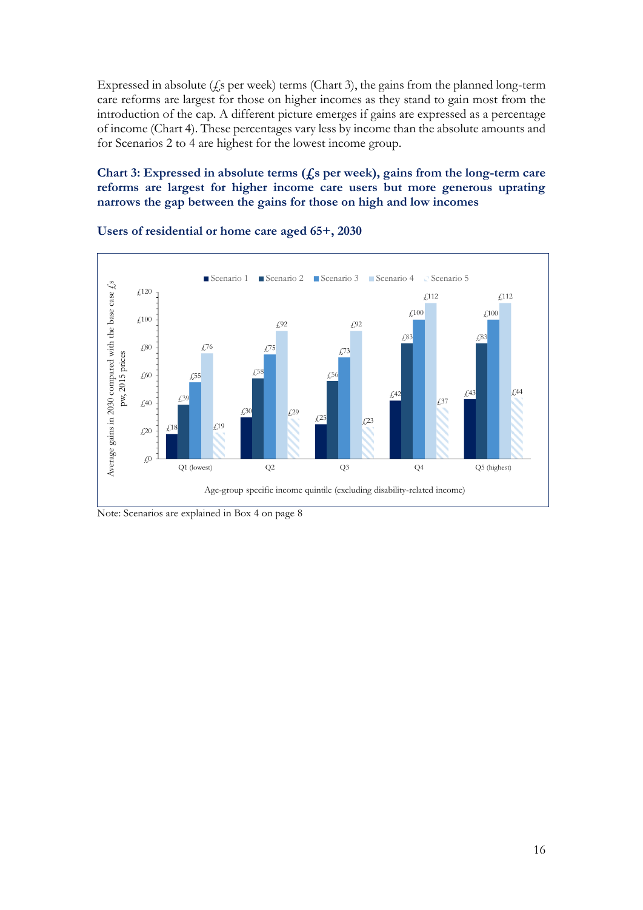Expressed in absolute (£s per week) terms (Chart 3), the gains from the planned long-term care reforms are largest for those on higher incomes as they stand to gain most from the introduction of the cap. A different picture emerges if gains are expressed as a percentage of income (Chart 4). These percentages vary less by income than the absolute amounts and for Scenarios 2 to 4 are highest for the lowest income group.

**Chart 3: Expressed in absolute terms (£s per week), gains from the long-term care reforms are largest for higher income care users but more generous uprating narrows the gap between the gains for those on high and low incomes**

**Users of residential or home care aged 65+, 2030**

Average gains in 2030 compared with the base case £s pw, 2015 prices

| Age-group specific income quintile (excluding disability-related income) | Scenario 1 | Scenario 2 | Scenario 3 | Scenario 4 | Scenario 5 |
|---|---|---|---|---|---|
| Q1 (lowest) | £18 | £39 | £55 | £76 | £19 |
| Q2 | £30 | £58 | £75 | £92 | £29 |
| Q3 | £25 | £56 | £73 | £92 | £23 |
| Q4 | £42 | £83 | £100 | £112 | £37 |
| Q5 (highest) | £43 | £83 | £100 | £112 | £44 |

Note: Scenarios are explained in Box 4 on page 8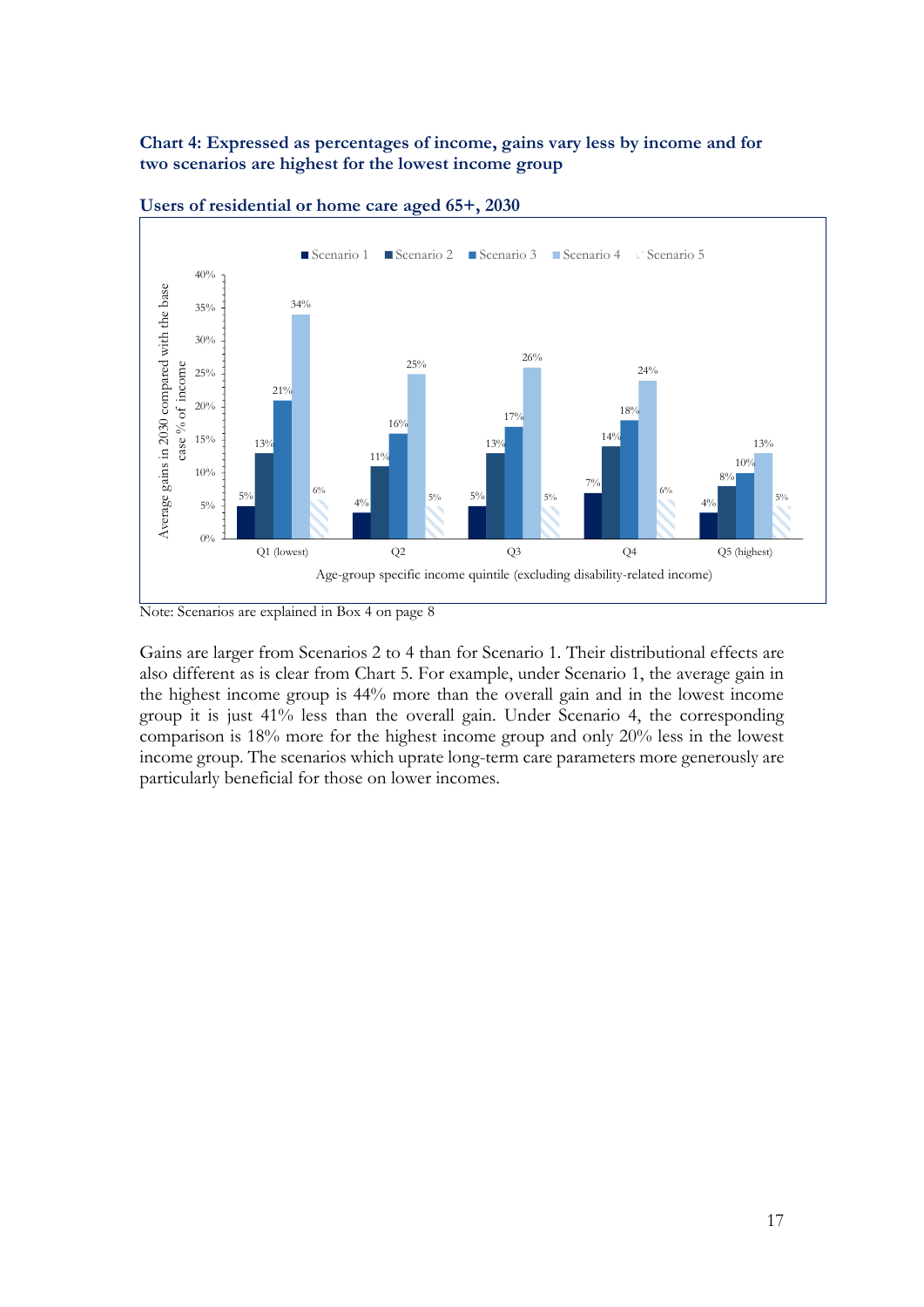**Chart 4: Expressed as percentages of income, gains vary less by income and for two scenarios are highest for the lowest income group**

**Users of residential or home care aged 65+, 2030**

| Age-group specific income quintile (excluding disability-related income) | Scenario 1 | Scenario 2 | Scenario 3 | Scenario 4 | Scenario 5 |
|---|---|---|---|---|---|
| Q1 (lowest) | 5% | 13% | 21% | 34% | 6% |
| Q2 | 4% | 11% | 16% | 25% | 5% |
| Q3 | 5% | 13% | 17% | 26% | 5% |
| Q4 | 7% | 14% | 18% | 24% | 6% |
| Q5 (highest) | 4% | 8% | 10% | 13% | 5% |

Y-axis: Average gains in 2030 compared with the base case % of income

Note: Scenarios are explained in Box 4 on page 8

Gains are larger from Scenarios 2 to 4 than for Scenario 1. Their distributional effects are also different as is clear from Chart 5. For example, under Scenario 1, the average gain in the highest income group is 44% more than the overall gain and in the lowest income group it is just 41% less than the overall gain. Under Scenario 4, the corresponding comparison is 18% more for the highest income group and only 20% less in the lowest income group. The scenarios which uprate long-term care parameters more generously are particularly beneficial for those on lower incomes.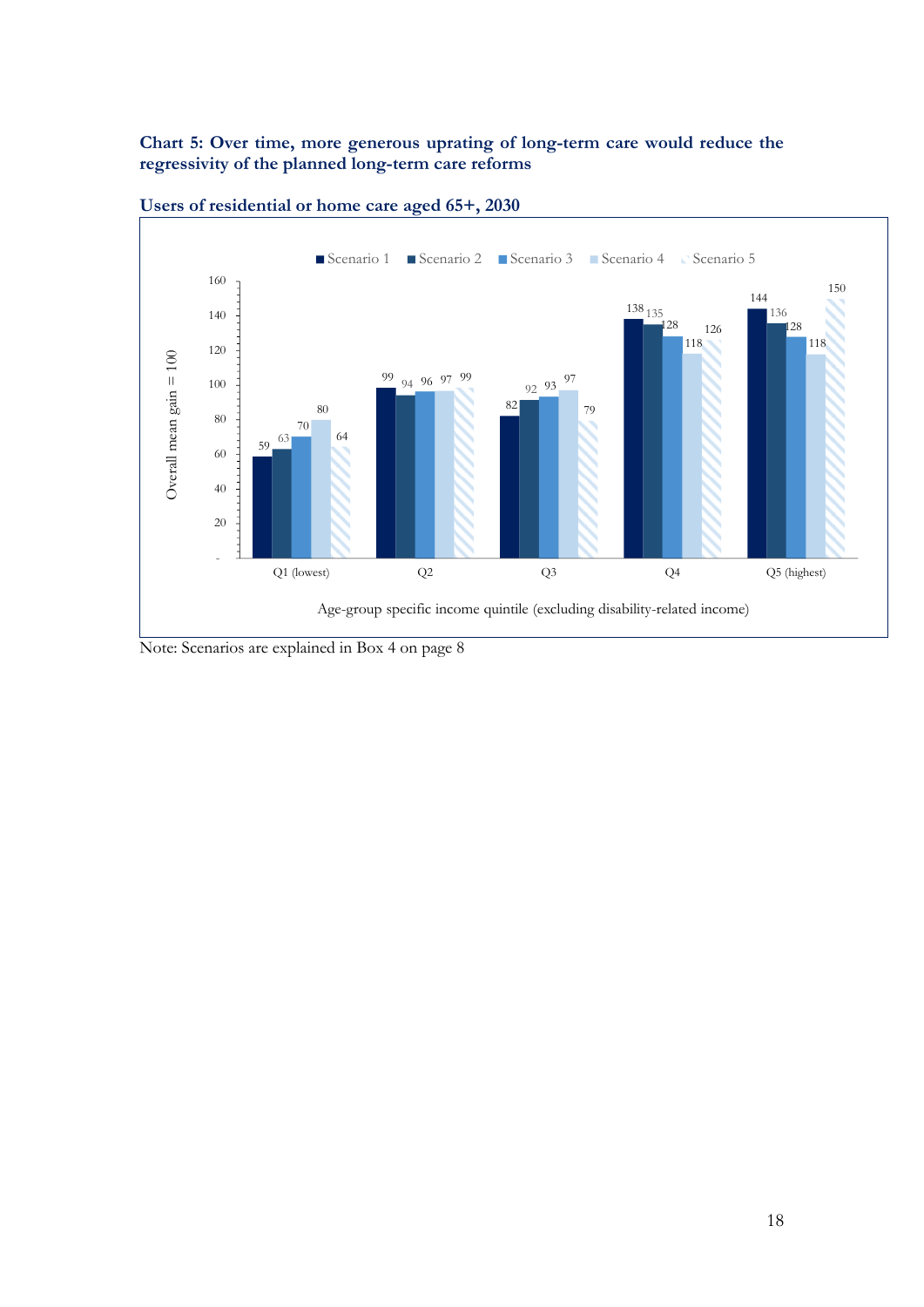**Chart 5: Over time, more generous uprating of long-term care would reduce the regressivity of the planned long-term care reforms**

**Users of residential or home care aged 65+, 2030**

| Age-group specific income quintile (excluding disability-related income) | Scenario 1 | Scenario 2 | Scenario 3 | Scenario 4 | Scenario 5 |
|---|---|---|---|---|---|
| Q1 (lowest) | 59 | 63 | 70 | 80 | 64 |
| Q2 | 99 | 94 | 96 | 97 | 99 |
| Q3 | 82 | 92 | 93 | 97 | 79 |
| Q4 | 138 | 135 | 128 | 118 | 126 |
| Q5 (highest) | 144 | 136 | 128 | 118 | 150 |

Overall mean gain = 100

Note: Scenarios are explained in Box 4 on page 8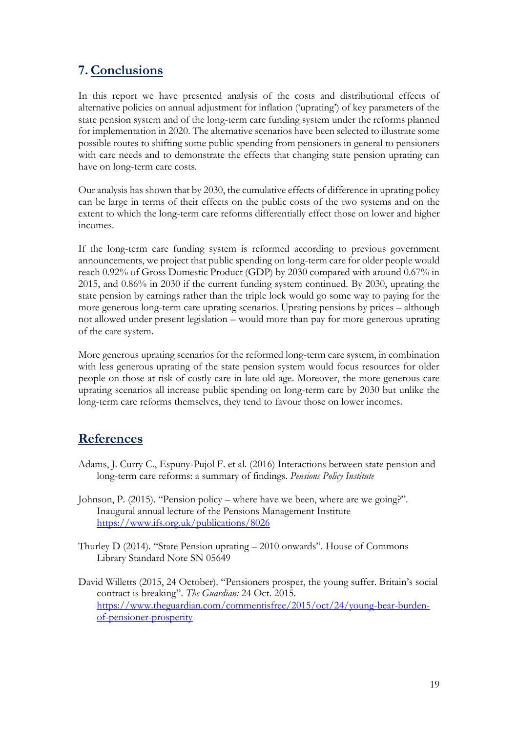## 7. Conclusions

In this report we have presented analysis of the costs and distributional effects of alternative policies on annual adjustment for inflation ('uprating') of key parameters of the state pension system and of the long-term care funding system under the reforms planned for implementation in 2020. The alternative scenarios have been selected to illustrate some possible routes to shifting some public spending from pensioners in general to pensioners with care needs and to demonstrate the effects that changing state pension uprating can have on long-term care costs.

Our analysis has shown that by 2030, the cumulative effects of difference in uprating policy can be large in terms of their effects on the public costs of the two systems and on the extent to which the long-term care reforms differentially effect those on lower and higher incomes.

If the long-term care funding system is reformed according to previous government announcements, we project that public spending on long-term care for older people would reach 0.92% of Gross Domestic Product (GDP) by 2030 compared with around 0.67% in 2015, and 0.86% in 2030 if the current funding system continued. By 2030, uprating the state pension by earnings rather than the triple lock would go some way to paying for the more generous long-term care uprating scenarios. Uprating pensions by prices – although not allowed under present legislation – would more than pay for more generous uprating of the care system.

More generous uprating scenarios for the reformed long-term care system, in combination with less generous uprating of the state pension system would focus resources for older people on those at risk of costly care in late old age. Moreover, the more generous care uprating scenarios all increase public spending on long-term care by 2030 but unlike the long-term care reforms themselves, they tend to favour those on lower incomes.

## References

Adams, J. Curry C., Espuny-Pujol F. et al. (2016) Interactions between state pension and long-term care reforms: a summary of findings. *Pensions Policy Institute*

Johnson, P. (2015). "Pension policy – where have we been, where are we going?". Inaugural annual lecture of the Pensions Management Institute https://www.ifs.org.uk/publications/8026

Thurley D (2014). "State Pension uprating – 2010 onwards". House of Commons Library Standard Note SN 05649

David Willetts (2015, 24 October). "Pensioners prosper, the young suffer. Britain's social contract is breaking". *The Guardian:* 24 Oct. 2015. https://www.theguardian.com/commentisfree/2015/oct/24/young-bear-burden-of-pensioner-prosperity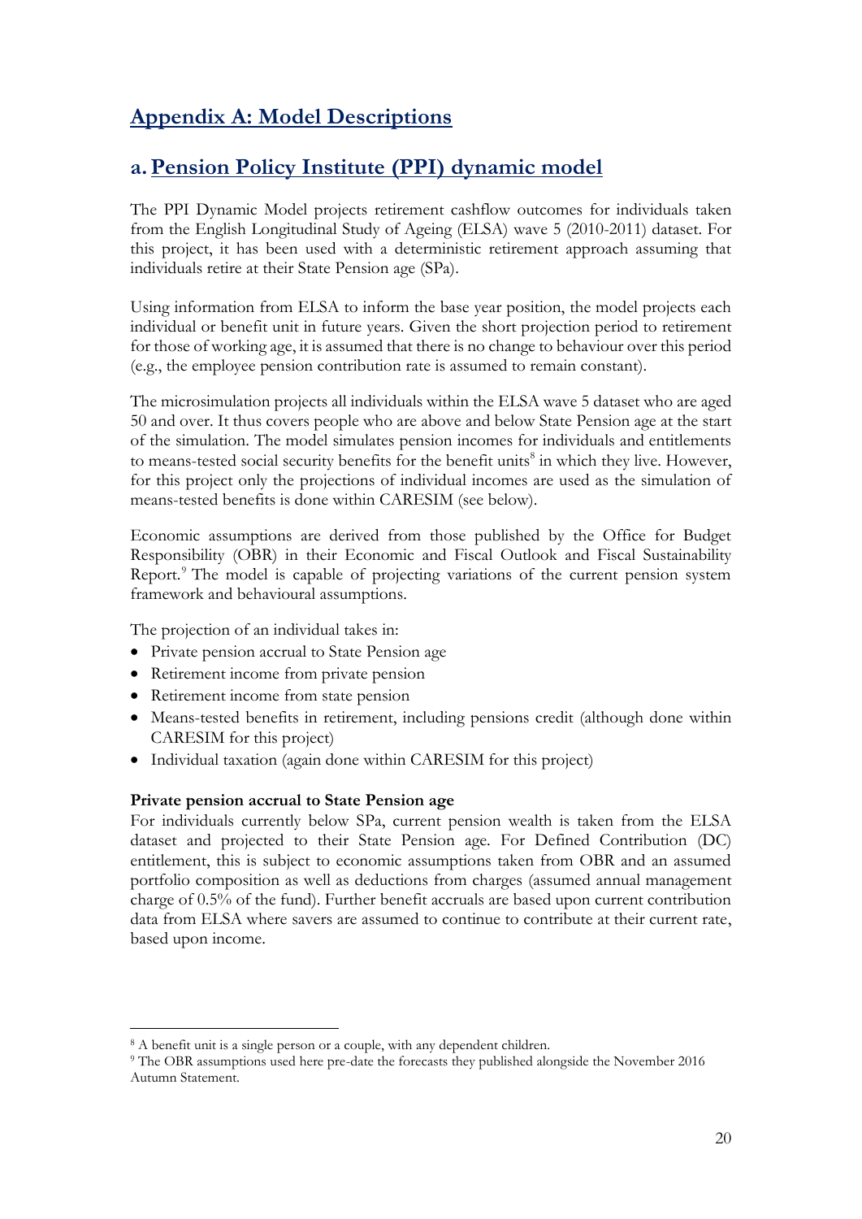# Appendix A: Model Descriptions

## a. Pension Policy Institute (PPI) dynamic model

The PPI Dynamic Model projects retirement cashflow outcomes for individuals taken from the English Longitudinal Study of Ageing (ELSA) wave 5 (2010-2011) dataset. For this project, it has been used with a deterministic retirement approach assuming that individuals retire at their State Pension age (SPa).

Using information from ELSA to inform the base year position, the model projects each individual or benefit unit in future years. Given the short projection period to retirement for those of working age, it is assumed that there is no change to behaviour over this period (e.g., the employee pension contribution rate is assumed to remain constant).

The microsimulation projects all individuals within the ELSA wave 5 dataset who are aged 50 and over. It thus covers people who are above and below State Pension age at the start of the simulation. The model simulates pension incomes for individuals and entitlements to means-tested social security benefits for the benefit units[8] in which they live. However, for this project only the projections of individual incomes are used as the simulation of means-tested benefits is done within CARESIM (see below).

Economic assumptions are derived from those published by the Office for Budget Responsibility (OBR) in their Economic and Fiscal Outlook and Fiscal Sustainability Report.[9] The model is capable of projecting variations of the current pension system framework and behavioural assumptions.

The projection of an individual takes in:

- Private pension accrual to State Pension age
- Retirement income from private pension
- Retirement income from state pension
- Means-tested benefits in retirement, including pensions credit (although done within CARESIM for this project)
- Individual taxation (again done within CARESIM for this project)

**Private pension accrual to State Pension age**

For individuals currently below SPa, current pension wealth is taken from the ELSA dataset and projected to their State Pension age. For Defined Contribution (DC) entitlement, this is subject to economic assumptions taken from OBR and an assumed portfolio composition as well as deductions from charges (assumed annual management charge of 0.5% of the fund). Further benefit accruals are based upon current contribution data from ELSA where savers are assumed to continue to contribute at their current rate, based upon income.

---

[8] A benefit unit is a single person or a couple, with any dependent children.

[9] The OBR assumptions used here pre-date the forecasts they published alongside the November 2016 Autumn Statement.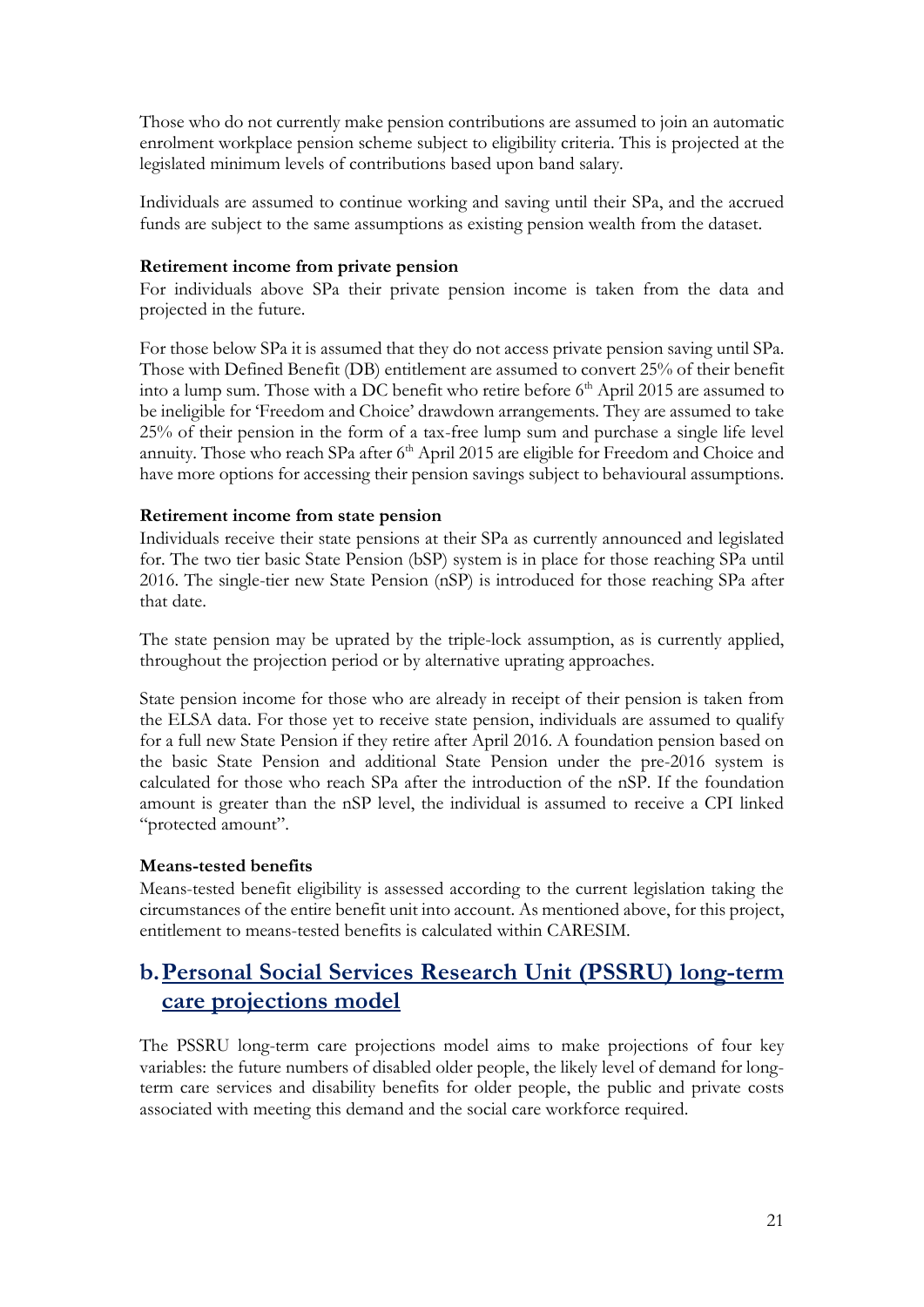Those who do not currently make pension contributions are assumed to join an automatic enrolment workplace pension scheme subject to eligibility criteria. This is projected at the legislated minimum levels of contributions based upon band salary.

Individuals are assumed to continue working and saving until their SPa, and the accrued funds are subject to the same assumptions as existing pension wealth from the dataset.

**Retirement income from private pension**

For individuals above SPa their private pension income is taken from the data and projected in the future.

For those below SPa it is assumed that they do not access private pension saving until SPa. Those with Defined Benefit (DB) entitlement are assumed to convert 25% of their benefit into a lump sum. Those with a DC benefit who retire before 6th April 2015 are assumed to be ineligible for 'Freedom and Choice' drawdown arrangements. They are assumed to take 25% of their pension in the form of a tax-free lump sum and purchase a single life level annuity. Those who reach SPa after 6th April 2015 are eligible for Freedom and Choice and have more options for accessing their pension savings subject to behavioural assumptions.

**Retirement income from state pension**

Individuals receive their state pensions at their SPa as currently announced and legislated for. The two tier basic State Pension (bSP) system is in place for those reaching SPa until 2016. The single-tier new State Pension (nSP) is introduced for those reaching SPa after that date.

The state pension may be uprated by the triple-lock assumption, as is currently applied, throughout the projection period or by alternative uprating approaches.

State pension income for those who are already in receipt of their pension is taken from the ELSA data. For those yet to receive state pension, individuals are assumed to qualify for a full new State Pension if they retire after April 2016. A foundation pension based on the basic State Pension and additional State Pension under the pre-2016 system is calculated for those who reach SPa after the introduction of the nSP. If the foundation amount is greater than the nSP level, the individual is assumed to receive a CPI linked "protected amount".

**Means-tested benefits**

Means-tested benefit eligibility is assessed according to the current legislation taking the circumstances of the entire benefit unit into account. As mentioned above, for this project, entitlement to means-tested benefits is calculated within CARESIM.

## b. Personal Social Services Research Unit (PSSRU) long-term care projections model

The PSSRU long-term care projections model aims to make projections of four key variables: the future numbers of disabled older people, the likely level of demand for long-term care services and disability benefits for older people, the public and private costs associated with meeting this demand and the social care workforce required.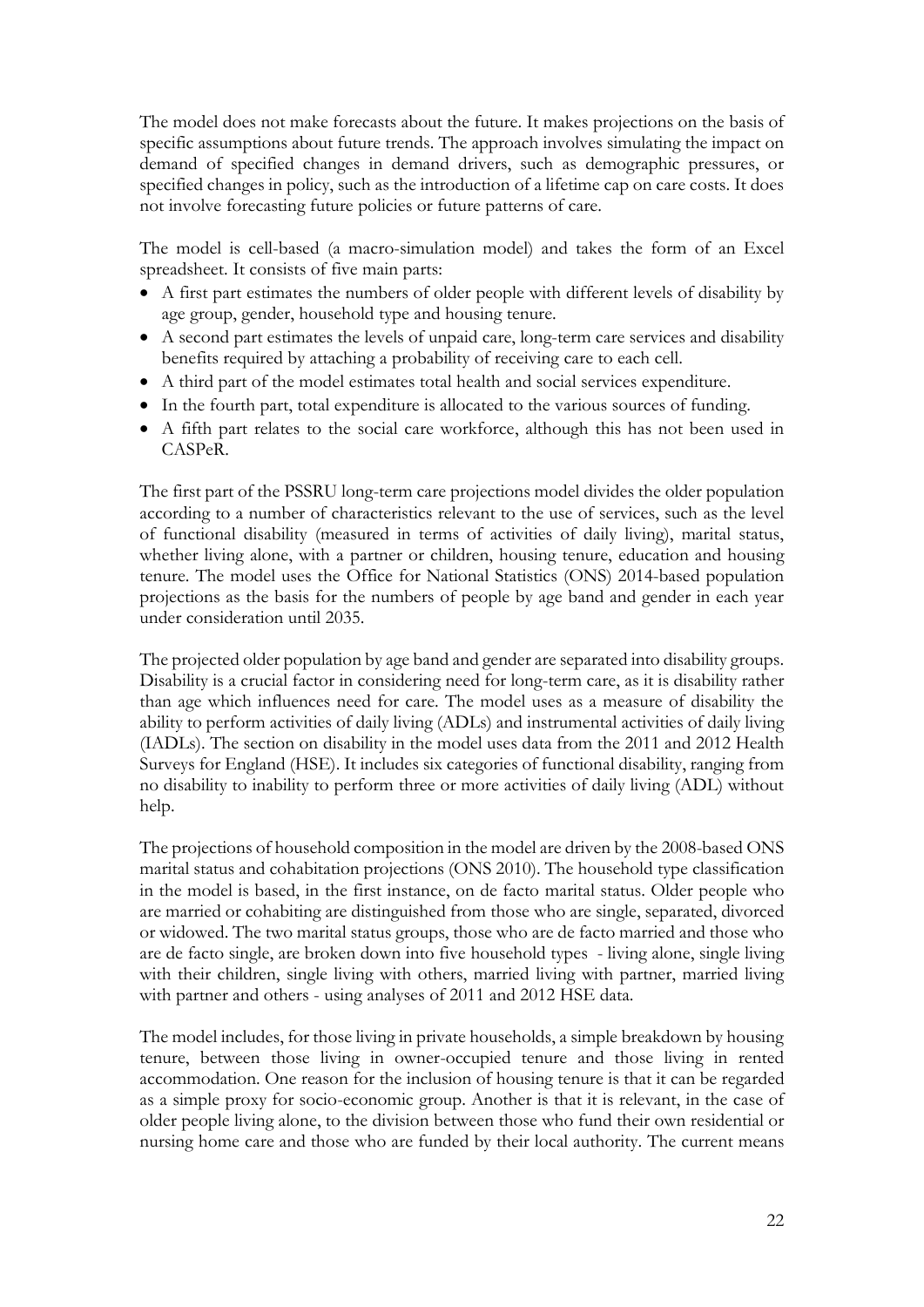The model does not make forecasts about the future. It makes projections on the basis of specific assumptions about future trends. The approach involves simulating the impact on demand of specified changes in demand drivers, such as demographic pressures, or specified changes in policy, such as the introduction of a lifetime cap on care costs. It does not involve forecasting future policies or future patterns of care.

The model is cell-based (a macro-simulation model) and takes the form of an Excel spreadsheet. It consists of five main parts:

- A first part estimates the numbers of older people with different levels of disability by age group, gender, household type and housing tenure.
- A second part estimates the levels of unpaid care, long-term care services and disability benefits required by attaching a probability of receiving care to each cell.
- A third part of the model estimates total health and social services expenditure.
- In the fourth part, total expenditure is allocated to the various sources of funding.
- A fifth part relates to the social care workforce, although this has not been used in CASPeR.

The first part of the PSSRU long-term care projections model divides the older population according to a number of characteristics relevant to the use of services, such as the level of functional disability (measured in terms of activities of daily living), marital status, whether living alone, with a partner or children, housing tenure, education and housing tenure. The model uses the Office for National Statistics (ONS) 2014-based population projections as the basis for the numbers of people by age band and gender in each year under consideration until 2035.

The projected older population by age band and gender are separated into disability groups. Disability is a crucial factor in considering need for long-term care, as it is disability rather than age which influences need for care. The model uses as a measure of disability the ability to perform activities of daily living (ADLs) and instrumental activities of daily living (IADLs). The section on disability in the model uses data from the 2011 and 2012 Health Surveys for England (HSE). It includes six categories of functional disability, ranging from no disability to inability to perform three or more activities of daily living (ADL) without help.

The projections of household composition in the model are driven by the 2008-based ONS marital status and cohabitation projections (ONS 2010). The household type classification in the model is based, in the first instance, on de facto marital status. Older people who are married or cohabiting are distinguished from those who are single, separated, divorced or widowed. The two marital status groups, those who are de facto married and those who are de facto single, are broken down into five household types - living alone, single living with their children, single living with others, married living with partner, married living with partner and others - using analyses of 2011 and 2012 HSE data.

The model includes, for those living in private households, a simple breakdown by housing tenure, between those living in owner-occupied tenure and those living in rented accommodation. One reason for the inclusion of housing tenure is that it can be regarded as a simple proxy for socio-economic group. Another is that it is relevant, in the case of older people living alone, to the division between those who fund their own residential or nursing home care and those who are funded by their local authority. The current means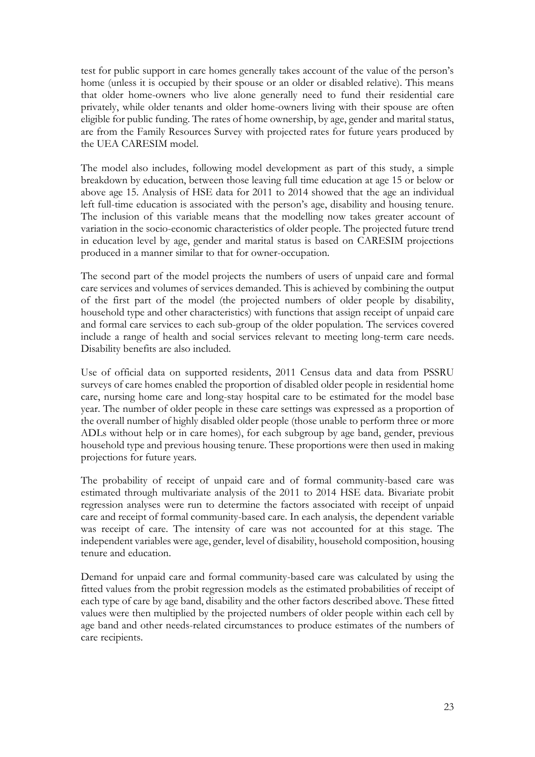test for public support in care homes generally takes account of the value of the person's home (unless it is occupied by their spouse or an older or disabled relative). This means that older home-owners who live alone generally need to fund their residential care privately, while older tenants and older home-owners living with their spouse are often eligible for public funding. The rates of home ownership, by age, gender and marital status, are from the Family Resources Survey with projected rates for future years produced by the UEA CARESIM model.

The model also includes, following model development as part of this study, a simple breakdown by education, between those leaving full time education at age 15 or below or above age 15. Analysis of HSE data for 2011 to 2014 showed that the age an individual left full-time education is associated with the person's age, disability and housing tenure. The inclusion of this variable means that the modelling now takes greater account of variation in the socio-economic characteristics of older people. The projected future trend in education level by age, gender and marital status is based on CARESIM projections produced in a manner similar to that for owner-occupation.

The second part of the model projects the numbers of users of unpaid care and formal care services and volumes of services demanded. This is achieved by combining the output of the first part of the model (the projected numbers of older people by disability, household type and other characteristics) with functions that assign receipt of unpaid care and formal care services to each sub-group of the older population. The services covered include a range of health and social services relevant to meeting long-term care needs. Disability benefits are also included.

Use of official data on supported residents, 2011 Census data and data from PSSRU surveys of care homes enabled the proportion of disabled older people in residential home care, nursing home care and long-stay hospital care to be estimated for the model base year. The number of older people in these care settings was expressed as a proportion of the overall number of highly disabled older people (those unable to perform three or more ADLs without help or in care homes), for each subgroup by age band, gender, previous household type and previous housing tenure. These proportions were then used in making projections for future years.

The probability of receipt of unpaid care and of formal community-based care was estimated through multivariate analysis of the 2011 to 2014 HSE data. Bivariate probit regression analyses were run to determine the factors associated with receipt of unpaid care and receipt of formal community-based care. In each analysis, the dependent variable was receipt of care. The intensity of care was not accounted for at this stage. The independent variables were age, gender, level of disability, household composition, housing tenure and education.

Demand for unpaid care and formal community-based care was calculated by using the fitted values from the probit regression models as the estimated probabilities of receipt of each type of care by age band, disability and the other factors described above. These fitted values were then multiplied by the projected numbers of older people within each cell by age band and other needs-related circumstances to produce estimates of the numbers of care recipients.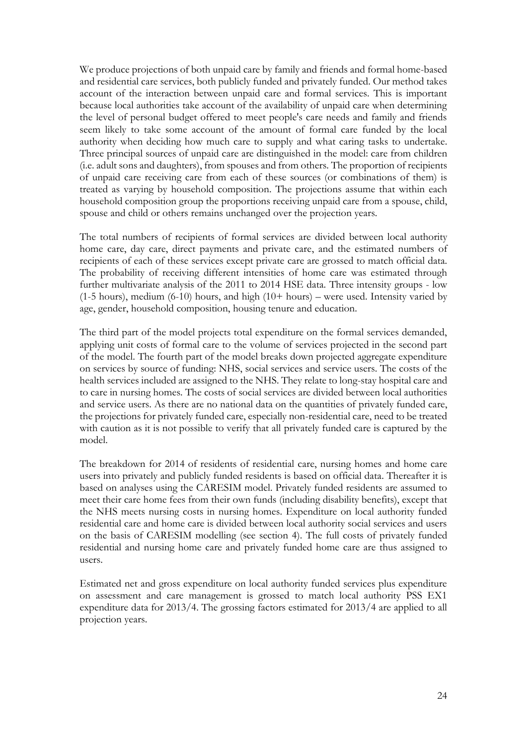We produce projections of both unpaid care by family and friends and formal home-based and residential care services, both publicly funded and privately funded. Our method takes account of the interaction between unpaid care and formal services. This is important because local authorities take account of the availability of unpaid care when determining the level of personal budget offered to meet people's care needs and family and friends seem likely to take some account of the amount of formal care funded by the local authority when deciding how much care to supply and what caring tasks to undertake. Three principal sources of unpaid care are distinguished in the model: care from children (i.e. adult sons and daughters), from spouses and from others. The proportion of recipients of unpaid care receiving care from each of these sources (or combinations of them) is treated as varying by household composition. The projections assume that within each household composition group the proportions receiving unpaid care from a spouse, child, spouse and child or others remains unchanged over the projection years.

The total numbers of recipients of formal services are divided between local authority home care, day care, direct payments and private care, and the estimated numbers of recipients of each of these services except private care are grossed to match official data. The probability of receiving different intensities of home care was estimated through further multivariate analysis of the 2011 to 2014 HSE data. Three intensity groups - low (1-5 hours), medium (6-10) hours, and high (10+ hours) – were used. Intensity varied by age, gender, household composition, housing tenure and education.

The third part of the model projects total expenditure on the formal services demanded, applying unit costs of formal care to the volume of services projected in the second part of the model. The fourth part of the model breaks down projected aggregate expenditure on services by source of funding: NHS, social services and service users. The costs of the health services included are assigned to the NHS. They relate to long-stay hospital care and to care in nursing homes. The costs of social services are divided between local authorities and service users. As there are no national data on the quantities of privately funded care, the projections for privately funded care, especially non-residential care, need to be treated with caution as it is not possible to verify that all privately funded care is captured by the model.

The breakdown for 2014 of residents of residential care, nursing homes and home care users into privately and publicly funded residents is based on official data. Thereafter it is based on analyses using the CARESIM model. Privately funded residents are assumed to meet their care home fees from their own funds (including disability benefits), except that the NHS meets nursing costs in nursing homes. Expenditure on local authority funded residential care and home care is divided between local authority social services and users on the basis of CARESIM modelling (see section 4). The full costs of privately funded residential and nursing home care and privately funded home care are thus assigned to users.

Estimated net and gross expenditure on local authority funded services plus expenditure on assessment and care management is grossed to match local authority PSS EX1 expenditure data for 2013/4. The grossing factors estimated for 2013/4 are applied to all projection years.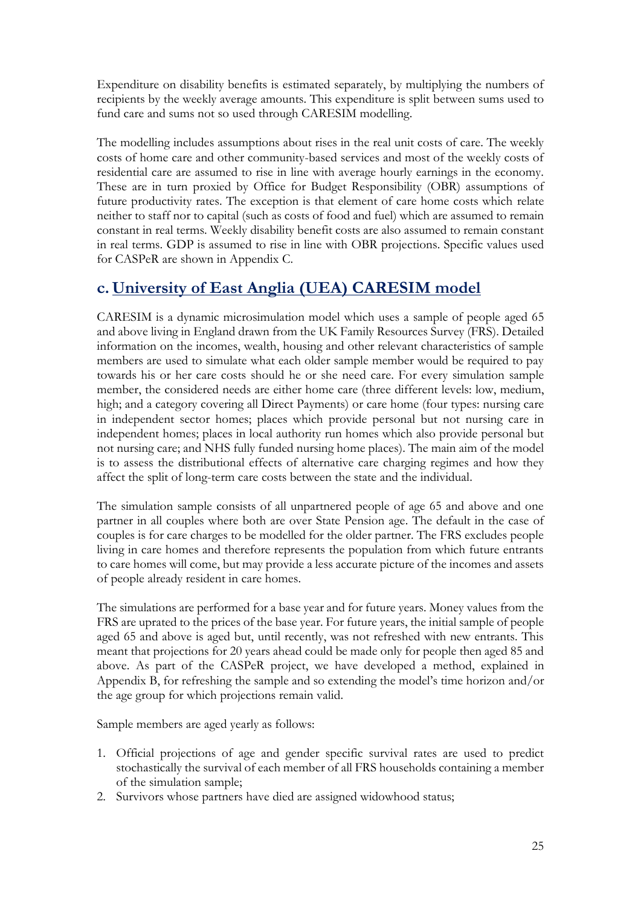Expenditure on disability benefits is estimated separately, by multiplying the numbers of recipients by the weekly average amounts. This expenditure is split between sums used to fund care and sums not so used through CARESIM modelling.

The modelling includes assumptions about rises in the real unit costs of care. The weekly costs of home care and other community-based services and most of the weekly costs of residential care are assumed to rise in line with average hourly earnings in the economy. These are in turn proxied by Office for Budget Responsibility (OBR) assumptions of future productivity rates. The exception is that element of care home costs which relate neither to staff nor to capital (such as costs of food and fuel) which are assumed to remain constant in real terms. Weekly disability benefit costs are also assumed to remain constant in real terms. GDP is assumed to rise in line with OBR projections. Specific values used for CASPeR are shown in Appendix C.

## c. University of East Anglia (UEA) CARESIM model

CARESIM is a dynamic microsimulation model which uses a sample of people aged 65 and above living in England drawn from the UK Family Resources Survey (FRS). Detailed information on the incomes, wealth, housing and other relevant characteristics of sample members are used to simulate what each older sample member would be required to pay towards his or her care costs should he or she need care. For every simulation sample member, the considered needs are either home care (three different levels: low, medium, high; and a category covering all Direct Payments) or care home (four types: nursing care in independent sector homes; places which provide personal but not nursing care in independent homes; places in local authority run homes which also provide personal but not nursing care; and NHS fully funded nursing home places). The main aim of the model is to assess the distributional effects of alternative care charging regimes and how they affect the split of long-term care costs between the state and the individual.

The simulation sample consists of all unpartnered people of age 65 and above and one partner in all couples where both are over State Pension age. The default in the case of couples is for care charges to be modelled for the older partner. The FRS excludes people living in care homes and therefore represents the population from which future entrants to care homes will come, but may provide a less accurate picture of the incomes and assets of people already resident in care homes.

The simulations are performed for a base year and for future years. Money values from the FRS are uprated to the prices of the base year. For future years, the initial sample of people aged 65 and above is aged but, until recently, was not refreshed with new entrants. This meant that projections for 20 years ahead could be made only for people then aged 85 and above. As part of the CASPeR project, we have developed a method, explained in Appendix B, for refreshing the sample and so extending the model's time horizon and/or the age group for which projections remain valid.

Sample members are aged yearly as follows:

1. Official projections of age and gender specific survival rates are used to predict stochastically the survival of each member of all FRS households containing a member of the simulation sample;
2. Survivors whose partners have died are assigned widowhood status;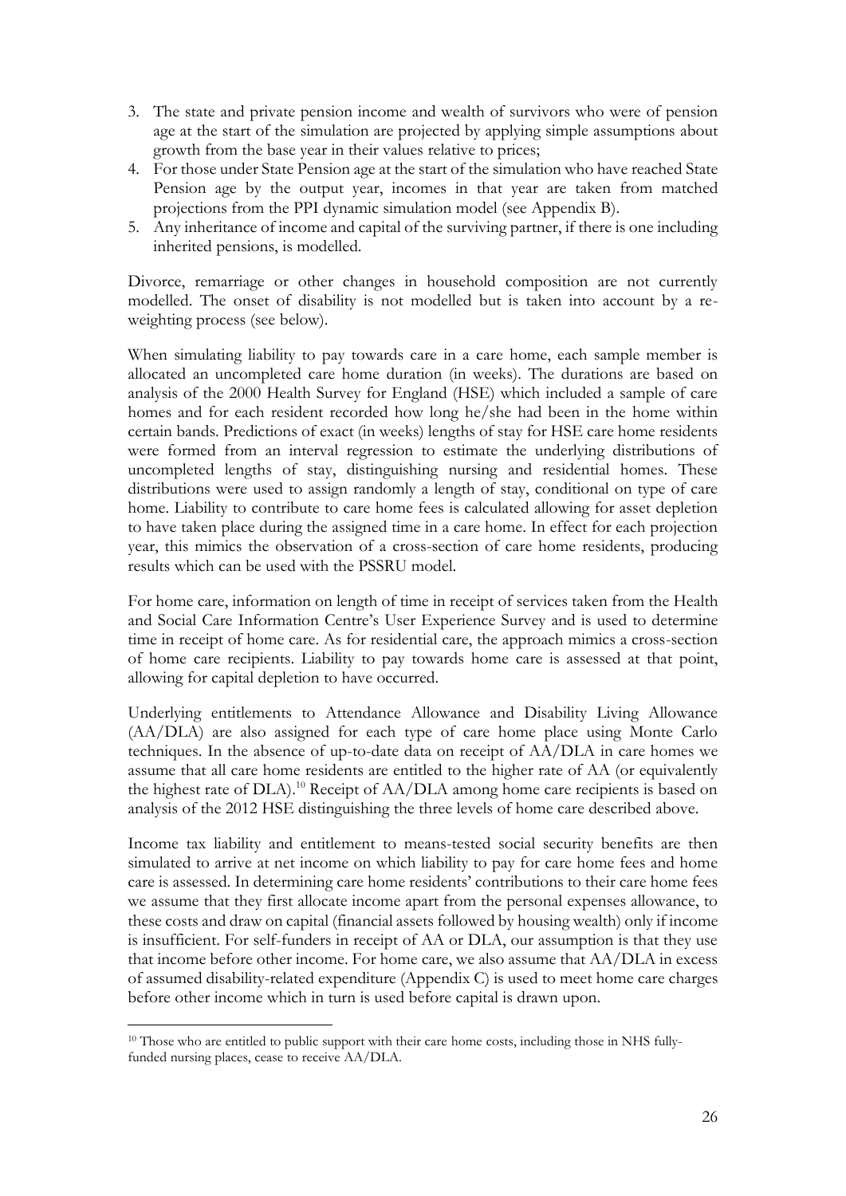3. The state and private pension income and wealth of survivors who were of pension age at the start of the simulation are projected by applying simple assumptions about growth from the base year in their values relative to prices;
4. For those under State Pension age at the start of the simulation who have reached State Pension age by the output year, incomes in that year are taken from matched projections from the PPI dynamic simulation model (see Appendix B).
5. Any inheritance of income and capital of the surviving partner, if there is one including inherited pensions, is modelled.

Divorce, remarriage or other changes in household composition are not currently modelled. The onset of disability is not modelled but is taken into account by a re-weighting process (see below).

When simulating liability to pay towards care in a care home, each sample member is allocated an uncompleted care home duration (in weeks). The durations are based on analysis of the 2000 Health Survey for England (HSE) which included a sample of care homes and for each resident recorded how long he/she had been in the home within certain bands. Predictions of exact (in weeks) lengths of stay for HSE care home residents were formed from an interval regression to estimate the underlying distributions of uncompleted lengths of stay, distinguishing nursing and residential homes. These distributions were used to assign randomly a length of stay, conditional on type of care home. Liability to contribute to care home fees is calculated allowing for asset depletion to have taken place during the assigned time in a care home. In effect for each projection year, this mimics the observation of a cross-section of care home residents, producing results which can be used with the PSSRU model.

For home care, information on length of time in receipt of services taken from the Health and Social Care Information Centre's User Experience Survey and is used to determine time in receipt of home care. As for residential care, the approach mimics a cross-section of home care recipients. Liability to pay towards home care is assessed at that point, allowing for capital depletion to have occurred.

Underlying entitlements to Attendance Allowance and Disability Living Allowance (AA/DLA) are also assigned for each type of care home place using Monte Carlo techniques. In the absence of up-to-date data on receipt of AA/DLA in care homes we assume that all care home residents are entitled to the higher rate of AA (or equivalently the highest rate of DLA).[10] Receipt of AA/DLA among home care recipients is based on analysis of the 2012 HSE distinguishing the three levels of home care described above.

Income tax liability and entitlement to means-tested social security benefits are then simulated to arrive at net income on which liability to pay for care home fees and home care is assessed. In determining care home residents' contributions to their care home fees we assume that they first allocate income apart from the personal expenses allowance, to these costs and draw on capital (financial assets followed by housing wealth) only if income is insufficient. For self-funders in receipt of AA or DLA, our assumption is that they use that income before other income. For home care, we also assume that AA/DLA in excess of assumed disability-related expenditure (Appendix C) is used to meet home care charges before other income which in turn is used before capital is drawn upon.

[10] Those who are entitled to public support with their care home costs, including those in NHS fully-funded nursing places, cease to receive AA/DLA.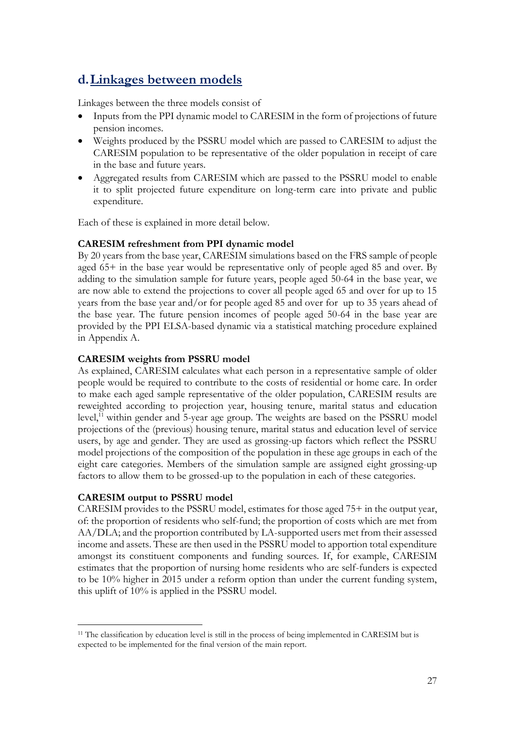## d. Linkages between models

Linkages between the three models consist of

- Inputs from the PPI dynamic model to CARESIM in the form of projections of future pension incomes.
- Weights produced by the PSSRU model which are passed to CARESIM to adjust the CARESIM population to be representative of the older population in receipt of care in the base and future years.
- Aggregated results from CARESIM which are passed to the PSSRU model to enable it to split projected future expenditure on long-term care into private and public expenditure.

Each of these is explained in more detail below.

**CARESIM refreshment from PPI dynamic model**

By 20 years from the base year, CARESIM simulations based on the FRS sample of people aged 65+ in the base year would be representative only of people aged 85 and over. By adding to the simulation sample for future years, people aged 50-64 in the base year, we are now able to extend the projections to cover all people aged 65 and over for up to 15 years from the base year and/or for people aged 85 and over for up to 35 years ahead of the base year. The future pension incomes of people aged 50-64 in the base year are provided by the PPI ELSA-based dynamic via a statistical matching procedure explained in Appendix A.

**CARESIM weights from PSSRU model**

As explained, CARESIM calculates what each person in a representative sample of older people would be required to contribute to the costs of residential or home care. In order to make each aged sample representative of the older population, CARESIM results are reweighted according to projection year, housing tenure, marital status and education level,[11] within gender and 5-year age group. The weights are based on the PSSRU model projections of the (previous) housing tenure, marital status and education level of service users, by age and gender. They are used as grossing-up factors which reflect the PSSRU model projections of the composition of the population in these age groups in each of the eight care categories. Members of the simulation sample are assigned eight grossing-up factors to allow them to be grossed-up to the population in each of these categories.

**CARESIM output to PSSRU model**

CARESIM provides to the PSSRU model, estimates for those aged 75+ in the output year, of: the proportion of residents who self-fund; the proportion of costs which are met from AA/DLA; and the proportion contributed by LA-supported users met from their assessed income and assets. These are then used in the PSSRU model to apportion total expenditure amongst its constituent components and funding sources. If, for example, CARESIM estimates that the proportion of nursing home residents who are self-funders is expected to be 10% higher in 2015 under a reform option than under the current funding system, this uplift of 10% is applied in the PSSRU model.

[11] The classification by education level is still in the process of being implemented in CARESIM but is expected to be implemented for the final version of the main report.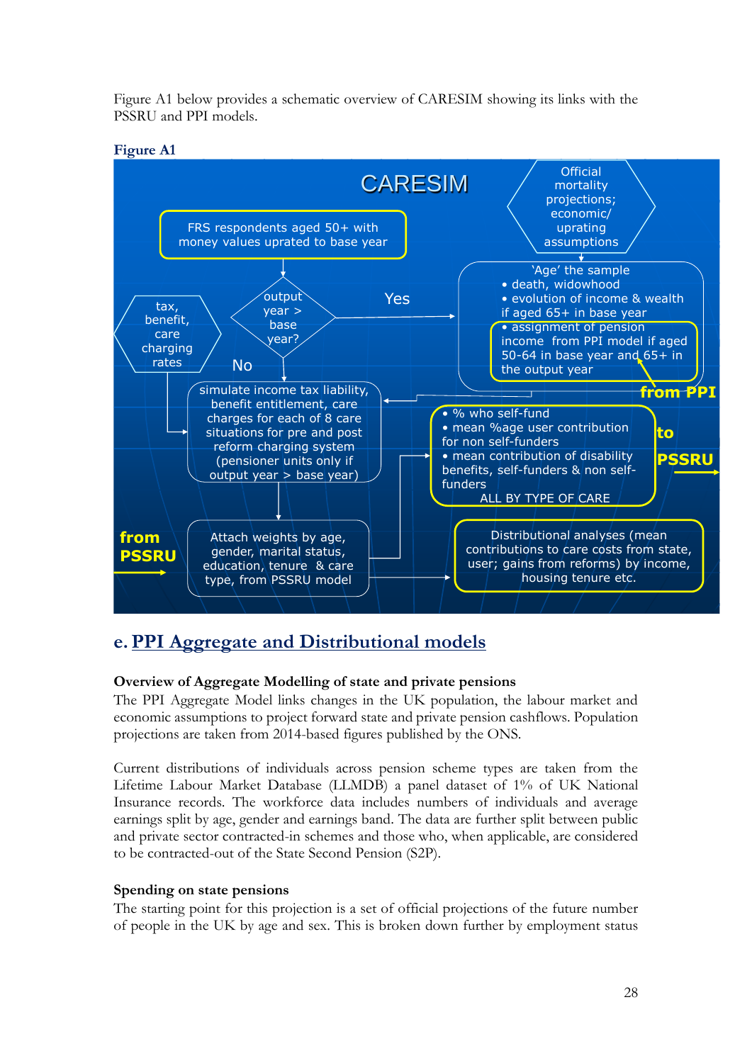Figure A1 below provides a schematic overview of CARESIM showing its links with the PSSRU and PPI models.

**Figure A1**

CARESIM

FRS respondents aged 50+ with money values uprated to base year

Official mortality projections; economic/ uprating assumptions

output year > base year?

Yes

No

'Age' the sample
• death, widowhood
• evolution of income & wealth if aged 65+ in base year
• assignment of pension income from PPI model if aged 50-64 in base year and 65+ in the output year

from PPI

tax, benefit, care charging rates

simulate income tax liability, benefit entitlement, care charges for each of 8 care situations for pre and post reform charging system (pensioner units only if output year > base year)

• % who self-fund
• mean %age user contribution for non self-funders
• mean contribution of disability benefits, self-funders & non self-funders
ALL BY TYPE OF CARE

to PSSRU

from PSSRU

Attach weights by age, gender, marital status, education, tenure & care type, from PSSRU model

Distributional analyses (mean contributions to care costs from state, user; gains from reforms) by income, housing tenure etc.

## e. PPI Aggregate and Distributional models

### Overview of Aggregate Modelling of state and private pensions

The PPI Aggregate Model links changes in the UK population, the labour market and economic assumptions to project forward state and private pension cashflows. Population projections are taken from 2014-based figures published by the ONS.

Current distributions of individuals across pension scheme types are taken from the Lifetime Labour Market Database (LLMDB) a panel dataset of 1% of UK National Insurance records. The workforce data includes numbers of individuals and average earnings split by age, gender and earnings band. The data are further split between public and private sector contracted-in schemes and those who, when applicable, are considered to be contracted-out of the State Second Pension (S2P).

### Spending on state pensions

The starting point for this projection is a set of official projections of the future number of people in the UK by age and sex. This is broken down further by employment status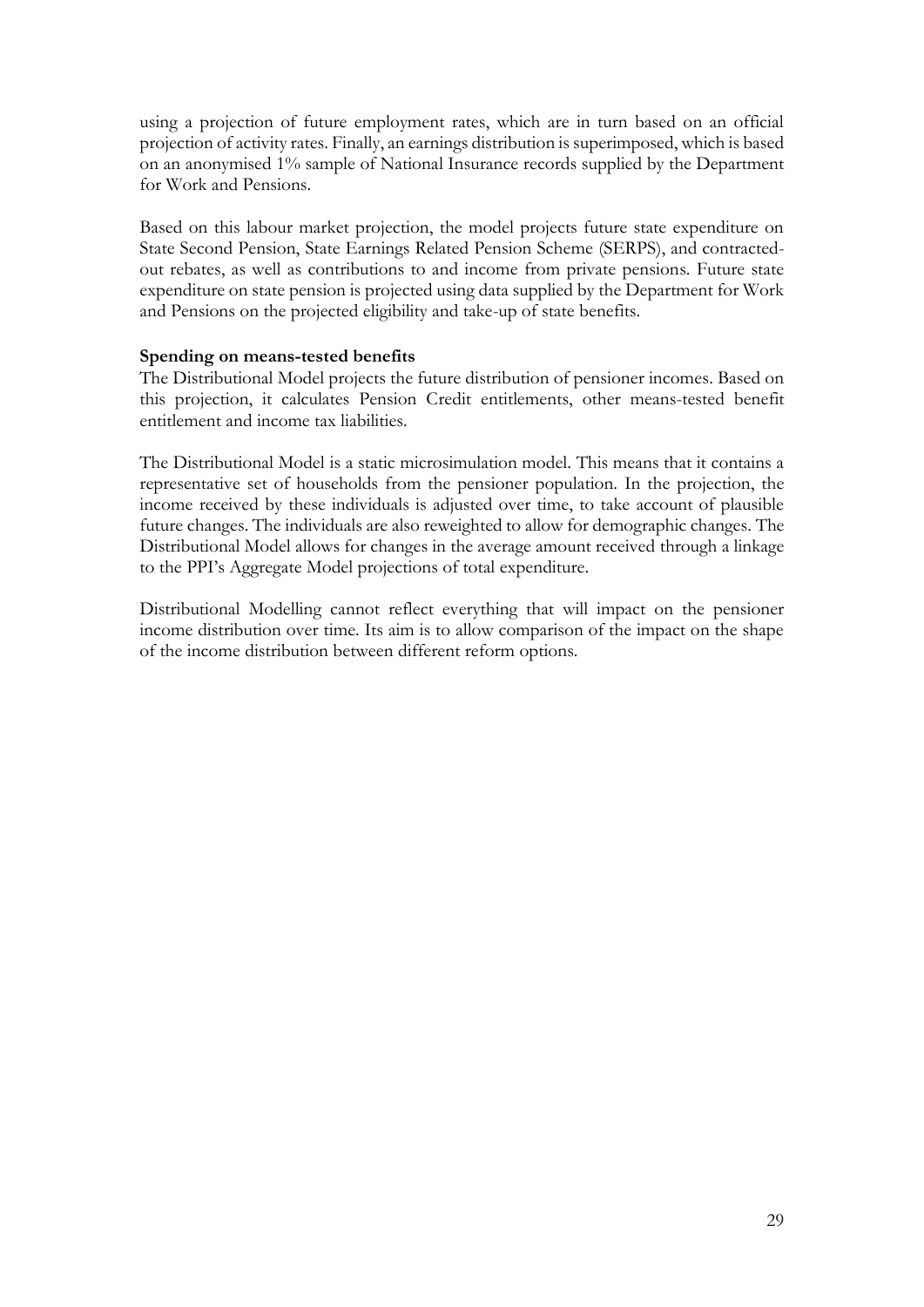using a projection of future employment rates, which are in turn based on an official projection of activity rates. Finally, an earnings distribution is superimposed, which is based on an anonymised 1% sample of National Insurance records supplied by the Department for Work and Pensions.

Based on this labour market projection, the model projects future state expenditure on State Second Pension, State Earnings Related Pension Scheme (SERPS), and contracted-out rebates, as well as contributions to and income from private pensions. Future state expenditure on state pension is projected using data supplied by the Department for Work and Pensions on the projected eligibility and take-up of state benefits.

**Spending on means-tested benefits**

The Distributional Model projects the future distribution of pensioner incomes. Based on this projection, it calculates Pension Credit entitlements, other means-tested benefit entitlement and income tax liabilities.

The Distributional Model is a static microsimulation model. This means that it contains a representative set of households from the pensioner population. In the projection, the income received by these individuals is adjusted over time, to take account of plausible future changes. The individuals are also reweighted to allow for demographic changes. The Distributional Model allows for changes in the average amount received through a linkage to the PPI's Aggregate Model projections of total expenditure.

Distributional Modelling cannot reflect everything that will impact on the pensioner income distribution over time. Its aim is to allow comparison of the impact on the shape of the income distribution between different reform options.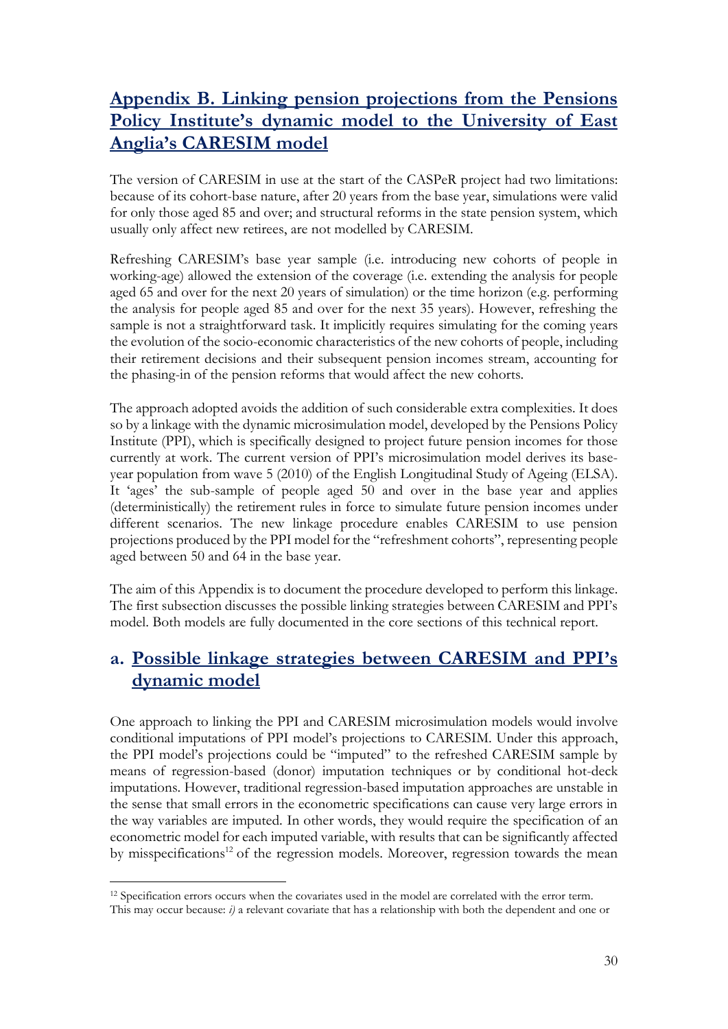# Appendix B. Linking pension projections from the Pensions Policy Institute's dynamic model to the University of East Anglia's CARESIM model

The version of CARESIM in use at the start of the CASPeR project had two limitations: because of its cohort-base nature, after 20 years from the base year, simulations were valid for only those aged 85 and over; and structural reforms in the state pension system, which usually only affect new retirees, are not modelled by CARESIM.

Refreshing CARESIM's base year sample (i.e. introducing new cohorts of people in working-age) allowed the extension of the coverage (i.e. extending the analysis for people aged 65 and over for the next 20 years of simulation) or the time horizon (e.g. performing the analysis for people aged 85 and over for the next 35 years). However, refreshing the sample is not a straightforward task. It implicitly requires simulating for the coming years the evolution of the socio-economic characteristics of the new cohorts of people, including their retirement decisions and their subsequent pension incomes stream, accounting for the phasing-in of the pension reforms that would affect the new cohorts.

The approach adopted avoids the addition of such considerable extra complexities. It does so by a linkage with the dynamic microsimulation model, developed by the Pensions Policy Institute (PPI), which is specifically designed to project future pension incomes for those currently at work. The current version of PPI's microsimulation model derives its base-year population from wave 5 (2010) of the English Longitudinal Study of Ageing (ELSA). It 'ages' the sub-sample of people aged 50 and over in the base year and applies (deterministically) the retirement rules in force to simulate future pension incomes under different scenarios. The new linkage procedure enables CARESIM to use pension projections produced by the PPI model for the "refreshment cohorts", representing people aged between 50 and 64 in the base year.

The aim of this Appendix is to document the procedure developed to perform this linkage. The first subsection discusses the possible linking strategies between CARESIM and PPI's model. Both models are fully documented in the core sections of this technical report.

## a. Possible linkage strategies between CARESIM and PPI's dynamic model

One approach to linking the PPI and CARESIM microsimulation models would involve conditional imputations of PPI model's projections to CARESIM. Under this approach, the PPI model's projections could be "imputed" to the refreshed CARESIM sample by means of regression-based (donor) imputation techniques or by conditional hot-deck imputations. However, traditional regression-based imputation approaches are unstable in the sense that small errors in the econometric specifications can cause very large errors in the way variables are imputed. In other words, they would require the specification of an econometric model for each imputed variable, with results that can be significantly affected by misspecifications[12] of the regression models. Moreover, regression towards the mean

[12] Specification errors occurs when the covariates used in the model are correlated with the error term. This may occur because: *i)* a relevant covariate that has a relationship with both the dependent and one or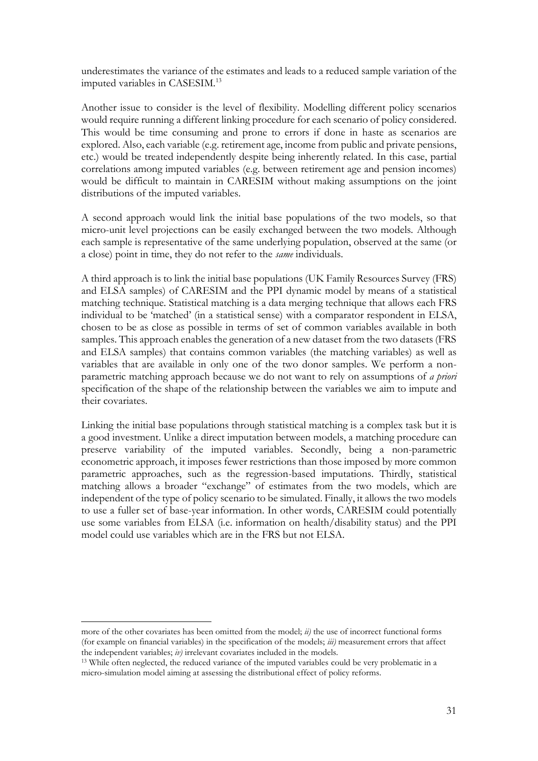underestimates the variance of the estimates and leads to a reduced sample variation of the imputed variables in CASESIM.[13]

Another issue to consider is the level of flexibility. Modelling different policy scenarios would require running a different linking procedure for each scenario of policy considered. This would be time consuming and prone to errors if done in haste as scenarios are explored. Also, each variable (e.g. retirement age, income from public and private pensions, etc.) would be treated independently despite being inherently related. In this case, partial correlations among imputed variables (e.g. between retirement age and pension incomes) would be difficult to maintain in CARESIM without making assumptions on the joint distributions of the imputed variables.

A second approach would link the initial base populations of the two models, so that micro-unit level projections can be easily exchanged between the two models. Although each sample is representative of the same underlying population, observed at the same (or a close) point in time, they do not refer to the *same* individuals.

A third approach is to link the initial base populations (UK Family Resources Survey (FRS) and ELSA samples) of CARESIM and the PPI dynamic model by means of a statistical matching technique. Statistical matching is a data merging technique that allows each FRS individual to be 'matched' (in a statistical sense) with a comparator respondent in ELSA, chosen to be as close as possible in terms of set of common variables available in both samples. This approach enables the generation of a new dataset from the two datasets (FRS and ELSA samples) that contains common variables (the matching variables) as well as variables that are available in only one of the two donor samples. We perform a non-parametric matching approach because we do not want to rely on assumptions of *a priori* specification of the shape of the relationship between the variables we aim to impute and their covariates.

Linking the initial base populations through statistical matching is a complex task but it is a good investment. Unlike a direct imputation between models, a matching procedure can preserve variability of the imputed variables. Secondly, being a non-parametric econometric approach, it imposes fewer restrictions than those imposed by more common parametric approaches, such as the regression-based imputations. Thirdly, statistical matching allows a broader "exchange" of estimates from the two models, which are independent of the type of policy scenario to be simulated. Finally, it allows the two models to use a fuller set of base-year information. In other words, CARESIM could potentially use some variables from ELSA (i.e. information on health/disability status) and the PPI model could use variables which are in the FRS but not ELSA.

---

more of the other covariates has been omitted from the model; *ii)* the use of incorrect functional forms (for example on financial variables) in the specification of the models; *iii)* measurement errors that affect the independent variables; *iv)* irrelevant covariates included in the models.

[13] While often neglected, the reduced variance of the imputed variables could be very problematic in a micro-simulation model aiming at assessing the distributional effect of policy reforms.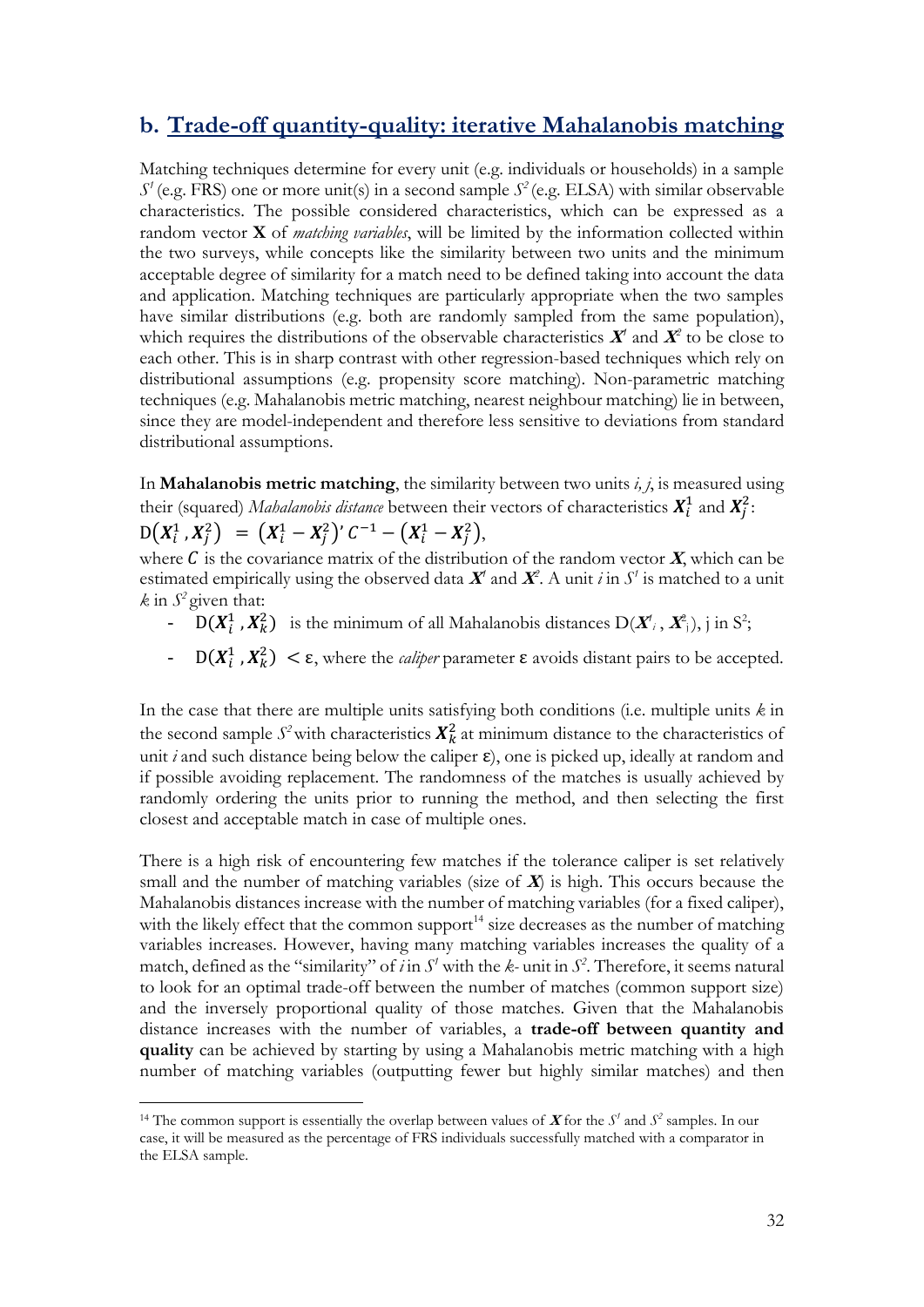## b. Trade-off quantity-quality: iterative Mahalanobis matching

Matching techniques determine for every unit (e.g. individuals or households) in a sample $S^1$ (e.g. FRS) one or more unit(s) in a second sample $S^2$ (e.g. ELSA) with similar observable characteristics. The possible considered characteristics, which can be expressed as a random vector **X** of *matching variables*, will be limited by the information collected within the two surveys, while concepts like the similarity between two units and the minimum acceptable degree of similarity for a match need to be defined taking into account the data and application. Matching techniques are particularly appropriate when the two samples have similar distributions (e.g. both are randomly sampled from the same population), which requires the distributions of the observable characteristics $\boldsymbol{X}^1$ and $\boldsymbol{X}^2$ to be close to each other. This is in sharp contrast with other regression-based techniques which rely on distributional assumptions (e.g. propensity score matching). Non-parametric matching techniques (e.g. Mahalanobis metric matching, nearest neighbour matching) lie in between, since they are model-independent and therefore less sensitive to deviations from standard distributional assumptions.

In **Mahalanobis metric matching**, the similarity between two units *i, j*, is measured using their (squared) *Mahalanobis distance* between their vectors of characteristics $\boldsymbol{X}_i^1$ and $\boldsymbol{X}_j^2$:

$$\mathrm{D}\left(\boldsymbol{X}_i^1, \boldsymbol{X}_j^2\right) = \left(\boldsymbol{X}_i^1 - \boldsymbol{X}_j^2\right)' C^{-1} - \left(\boldsymbol{X}_i^1 - \boldsymbol{X}_j^2\right),$$

where $C$ is the covariance matrix of the distribution of the random vector $\boldsymbol{X}$, which can be estimated empirically using the observed data $\boldsymbol{X}^1$ and $\boldsymbol{X}^2$. A unit *i* in $S^1$ is matched to a unit *k* in $S^2$ given that:

- $\mathrm{D}(\boldsymbol{X}_i^1, \boldsymbol{X}_k^2)$ is the minimum of all Mahalanobis distances $\mathrm{D}(\boldsymbol{X}_i^1, \boldsymbol{X}_j^2)$, j in $S^2$;
- $\mathrm{D}(\boldsymbol{X}_i^1, \boldsymbol{X}_k^2) < \varepsilon$, where the *caliper* parameter $\varepsilon$ avoids distant pairs to be accepted.

In the case that there are multiple units satisfying both conditions (i.e. multiple units *k* in the second sample $S^2$ with characteristics $\boldsymbol{X}_k^2$ at minimum distance to the characteristics of unit *i* and such distance being below the caliper $\varepsilon$), one is picked up, ideally at random and if possible avoiding replacement. The randomness of the matches is usually achieved by randomly ordering the units prior to running the method, and then selecting the first closest and acceptable match in case of multiple ones.

There is a high risk of encountering few matches if the tolerance caliper is set relatively small and the number of matching variables (size of $\boldsymbol{X}$) is high. This occurs because the Mahalanobis distances increase with the number of matching variables (for a fixed caliper), with the likely effect that the common support[14] size decreases as the number of matching variables increases. However, having many matching variables increases the quality of a match, defined as the "similarity" of *i* in $S^1$ with the *k*- unit in $S^2$. Therefore, it seems natural to look for an optimal trade-off between the number of matches (common support size) and the inversely proportional quality of those matches. Given that the Mahalanobis distance increases with the number of variables, a **trade-off between quantity and quality** can be achieved by starting by using a Mahalanobis metric matching with a high number of matching variables (outputting fewer but highly similar matches) and then

[14] The common support is essentially the overlap between values of $\boldsymbol{X}$ for the $S^1$ and $S^2$ samples. In our case, it will be measured as the percentage of FRS individuals successfully matched with a comparator in the ELSA sample.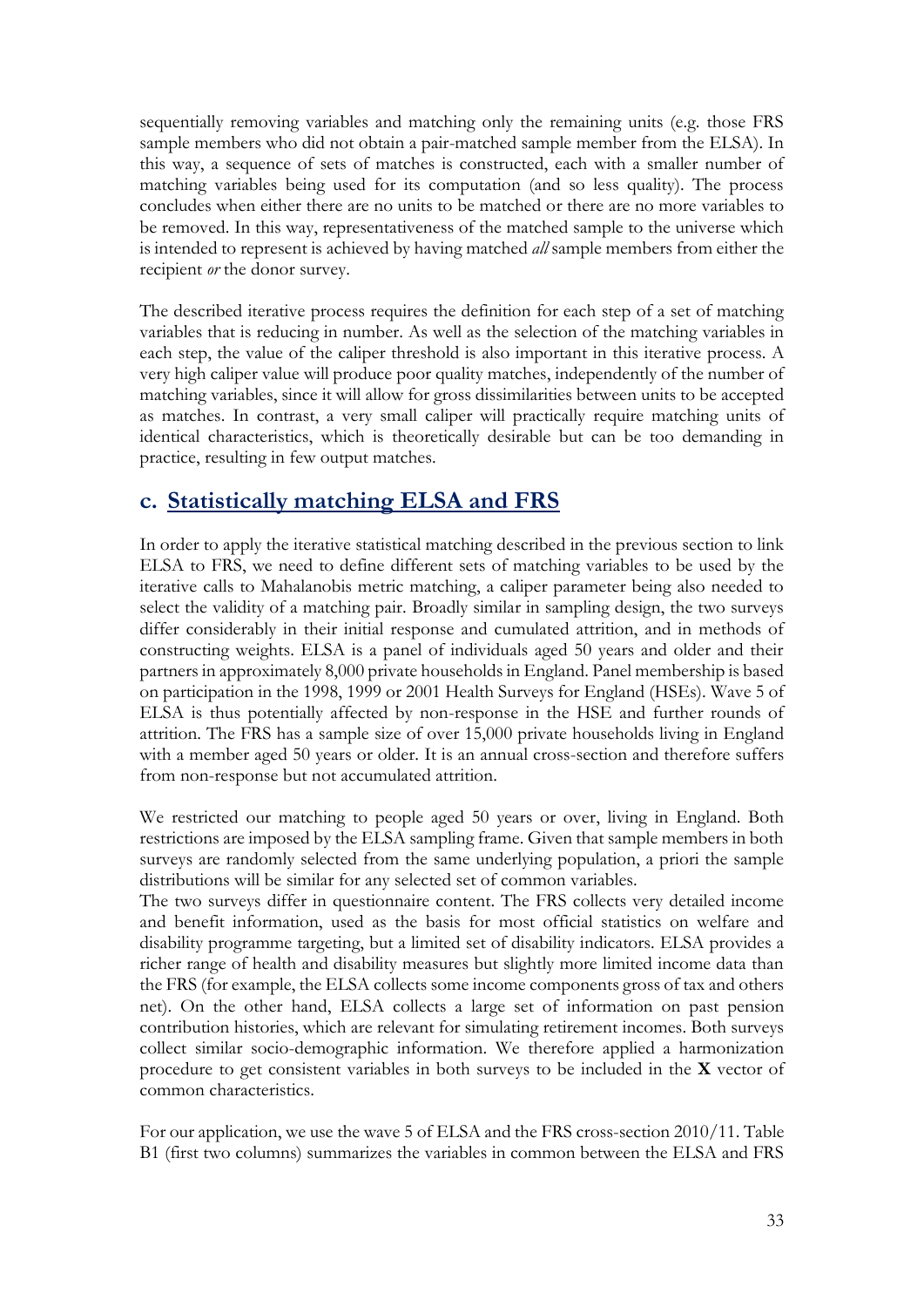sequentially removing variables and matching only the remaining units (e.g. those FRS sample members who did not obtain a pair-matched sample member from the ELSA). In this way, a sequence of sets of matches is constructed, each with a smaller number of matching variables being used for its computation (and so less quality). The process concludes when either there are no units to be matched or there are no more variables to be removed. In this way, representativeness of the matched sample to the universe which is intended to represent is achieved by having matched *all* sample members from either the recipient *or* the donor survey.

The described iterative process requires the definition for each step of a set of matching variables that is reducing in number. As well as the selection of the matching variables in each step, the value of the caliper threshold is also important in this iterative process. A very high caliper value will produce poor quality matches, independently of the number of matching variables, since it will allow for gross dissimilarities between units to be accepted as matches. In contrast, a very small caliper will practically require matching units of identical characteristics, which is theoretically desirable but can be too demanding in practice, resulting in few output matches.

## c. Statistically matching ELSA and FRS

In order to apply the iterative statistical matching described in the previous section to link ELSA to FRS, we need to define different sets of matching variables to be used by the iterative calls to Mahalanobis metric matching, a caliper parameter being also needed to select the validity of a matching pair. Broadly similar in sampling design, the two surveys differ considerably in their initial response and cumulated attrition, and in methods of constructing weights. ELSA is a panel of individuals aged 50 years and older and their partners in approximately 8,000 private households in England. Panel membership is based on participation in the 1998, 1999 or 2001 Health Surveys for England (HSEs). Wave 5 of ELSA is thus potentially affected by non-response in the HSE and further rounds of attrition. The FRS has a sample size of over 15,000 private households living in England with a member aged 50 years or older. It is an annual cross-section and therefore suffers from non-response but not accumulated attrition.

We restricted our matching to people aged 50 years or over, living in England. Both restrictions are imposed by the ELSA sampling frame. Given that sample members in both surveys are randomly selected from the same underlying population, a priori the sample distributions will be similar for any selected set of common variables.

The two surveys differ in questionnaire content. The FRS collects very detailed income and benefit information, used as the basis for most official statistics on welfare and disability programme targeting, but a limited set of disability indicators. ELSA provides a richer range of health and disability measures but slightly more limited income data than the FRS (for example, the ELSA collects some income components gross of tax and others net). On the other hand, ELSA collects a large set of information on past pension contribution histories, which are relevant for simulating retirement incomes. Both surveys collect similar socio-demographic information. We therefore applied a harmonization procedure to get consistent variables in both surveys to be included in the **X** vector of common characteristics.

For our application, we use the wave 5 of ELSA and the FRS cross-section 2010/11. Table B1 (first two columns) summarizes the variables in common between the ELSA and FRS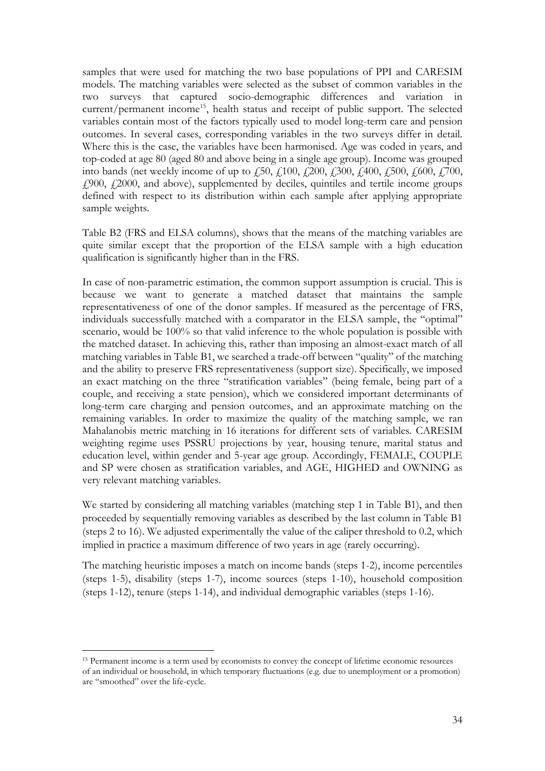samples that were used for matching the two base populations of PPI and CARESIM models. The matching variables were selected as the subset of common variables in the two surveys that captured socio-demographic differences and variation in current/permanent income[15], health status and receipt of public support. The selected variables contain most of the factors typically used to model long-term care and pension outcomes. In several cases, corresponding variables in the two surveys differ in detail. Where this is the case, the variables have been harmonised. Age was coded in years, and top-coded at age 80 (aged 80 and above being in a single age group). Income was grouped into bands (net weekly income of up to £50, £100, £200, £300, £400, £500, £600, £700, £900, £2000, and above), supplemented by deciles, quintiles and tertile income groups defined with respect to its distribution within each sample after applying appropriate sample weights.

Table B2 (FRS and ELSA columns), shows that the means of the matching variables are quite similar except that the proportion of the ELSA sample with a high education qualification is significantly higher than in the FRS.

In case of non-parametric estimation, the common support assumption is crucial. This is because we want to generate a matched dataset that maintains the sample representativeness of one of the donor samples. If measured as the percentage of FRS, individuals successfully matched with a comparator in the ELSA sample, the "optimal" scenario, would be 100% so that valid inference to the whole population is possible with the matched dataset. In achieving this, rather than imposing an almost-exact match of all matching variables in Table B1, we searched a trade-off between "quality" of the matching and the ability to preserve FRS representativeness (support size). Specifically, we imposed an exact matching on the three "stratification variables" (being female, being part of a couple, and receiving a state pension), which we considered important determinants of long-term care charging and pension outcomes, and an approximate matching on the remaining variables. In order to maximize the quality of the matching sample, we ran Mahalanobis metric matching in 16 iterations for different sets of variables. CARESIM weighting regime uses PSSRU projections by year, housing tenure, marital status and education level, within gender and 5-year age group. Accordingly, FEMALE, COUPLE and SP were chosen as stratification variables, and AGE, HIGHED and OWNING as very relevant matching variables.

We started by considering all matching variables (matching step 1 in Table B1), and then proceeded by sequentially removing variables as described by the last column in Table B1 (steps 2 to 16). We adjusted experimentally the value of the caliper threshold to 0.2, which implied in practice a maximum difference of two years in age (rarely occurring).

The matching heuristic imposes a match on income bands (steps 1-2), income percentiles (steps 1-5), disability (steps 1-7), income sources (steps 1-10), household composition (steps 1-12), tenure (steps 1-14), and individual demographic variables (steps 1-16).

[15] Permanent income is a term used by economists to convey the concept of lifetime economic resources of an individual or household, in which temporary fluctuations (e.g. due to unemployment or a promotion) are "smoothed" over the life-cycle.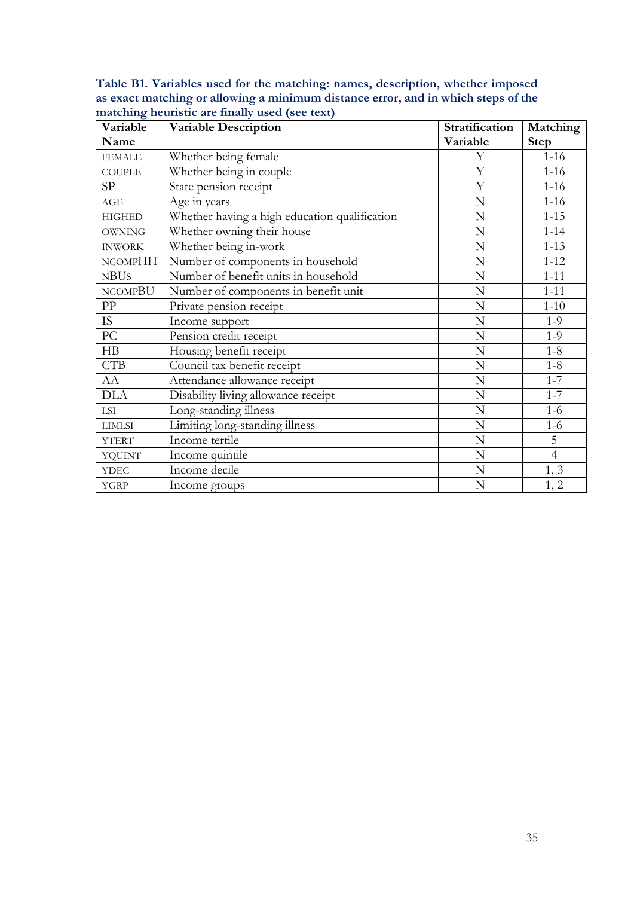**Table B1. Variables used for the matching: names, description, whether imposed as exact matching or allowing a minimum distance error, and in which steps of the matching heuristic are finally used (see text)**

| Variable Name | Variable Description | Stratification Variable | Matching Step |
|---|---|---|---|
| FEMALE | Whether being female | Y | 1-16 |
| COUPLE | Whether being in couple | Y | 1-16 |
| SP | State pension receipt | Y | 1-16 |
| AGE | Age in years | N | 1-16 |
| HIGHED | Whether having a high education qualification | N | 1-15 |
| OWNING | Whether owning their house | N | 1-14 |
| INWORK | Whether being in-work | N | 1-13 |
| NCOMPHH | Number of components in household | N | 1-12 |
| NBUS | Number of benefit units in household | N | 1-11 |
| NCOMPBU | Number of components in benefit unit | N | 1-11 |
| PP | Private pension receipt | N | 1-10 |
| IS | Income support | N | 1-9 |
| PC | Pension credit receipt | N | 1-9 |
| HB | Housing benefit receipt | N | 1-8 |
| CTB | Council tax benefit receipt | N | 1-8 |
| AA | Attendance allowance receipt | N | 1-7 |
| DLA | Disability living allowance receipt | N | 1-7 |
| LSI | Long-standing illness | N | 1-6 |
| LIMLSI | Limiting long-standing illness | N | 1-6 |
| YTERT | Income tertile | N | 5 |
| YQUINT | Income quintile | N | 4 |
| YDEC | Income decile | N | 1, 3 |
| YGRP | Income groups | N | 1, 2 |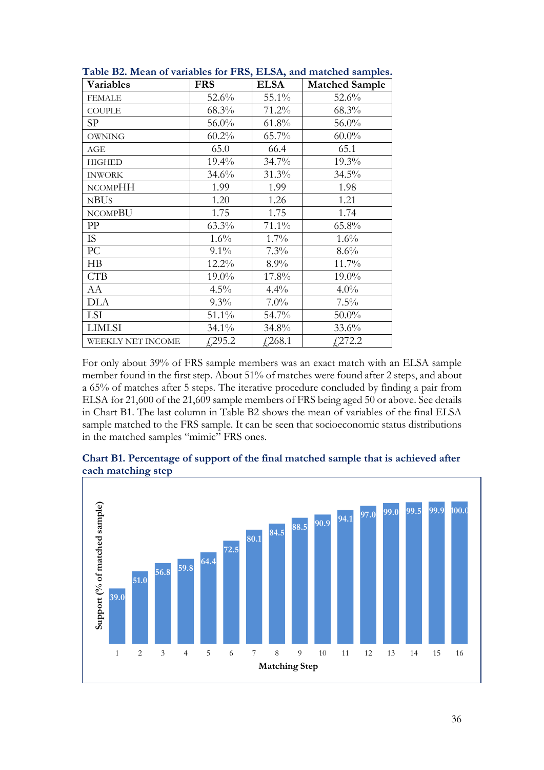**Table B2. Mean of variables for FRS, ELSA, and matched samples.**

| Variables | FRS | ELSA | Matched Sample |
|---|---|---|---|
| FEMALE | 52.6% | 55.1% | 52.6% |
| COUPLE | 68.3% | 71.2% | 68.3% |
| SP | 56.0% | 61.8% | 56.0% |
| OWNING | 60.2% | 65.7% | 60.0% |
| AGE | 65.0 | 66.4 | 65.1 |
| HIGHED | 19.4% | 34.7% | 19.3% |
| INWORK | 34.6% | 31.3% | 34.5% |
| NCOMPHH | 1.99 | 1.99 | 1.98 |
| NBUS | 1.20 | 1.26 | 1.21 |
| NCOMPBU | 1.75 | 1.75 | 1.74 |
| PP | 63.3% | 71.1% | 65.8% |
| IS | 1.6% | 1.7% | 1.6% |
| PC | 9.1% | 7.3% | 8.6% |
| HB | 12.2% | 8.9% | 11.7% |
| CTB | 19.0% | 17.8% | 19.0% |
| AA | 4.5% | 4.4% | 4.0% |
| DLA | 9.3% | 7.0% | 7.5% |
| LSI | 51.1% | 54.7% | 50.0% |
| LIMLSI | 34.1% | 34.8% | 33.6% |
| WEEKLY NET INCOME | £295.2 | £268.1 | £272.2 |

For only about 39% of FRS sample members was an exact match with an ELSA sample member found in the first step. About 51% of matches were found after 2 steps, and about a 65% of matches after 5 steps. The iterative procedure concluded by finding a pair from ELSA for 21,600 of the 21,609 sample members of FRS being aged 50 or above. See details in Chart B1. The last column in Table B2 shows the mean of variables of the final ELSA sample matched to the FRS sample. It can be seen that socioeconomic status distributions in the matched samples "mimic" FRS ones.

**Chart B1. Percentage of support of the final matched sample that is achieved after each matching step**

| Matching Step | Support (% of matched sample) |
|---|---|
| 1 | 39.0 |
| 2 | 51.0 |
| 3 | 56.8 |
| 4 | 59.8 |
| 5 | 64.4 |
| 6 | 72.5 |
| 7 | 80.1 |
| 8 | 84.5 |
| 9 | 88.5 |
| 10 | 90.9 |
| 11 | 94.1 |
| 12 | 97.0 |
| 13 | 99.0 |
| 14 | 99.5 |
| 15 | 99.9 |
| 16 | 100.0 |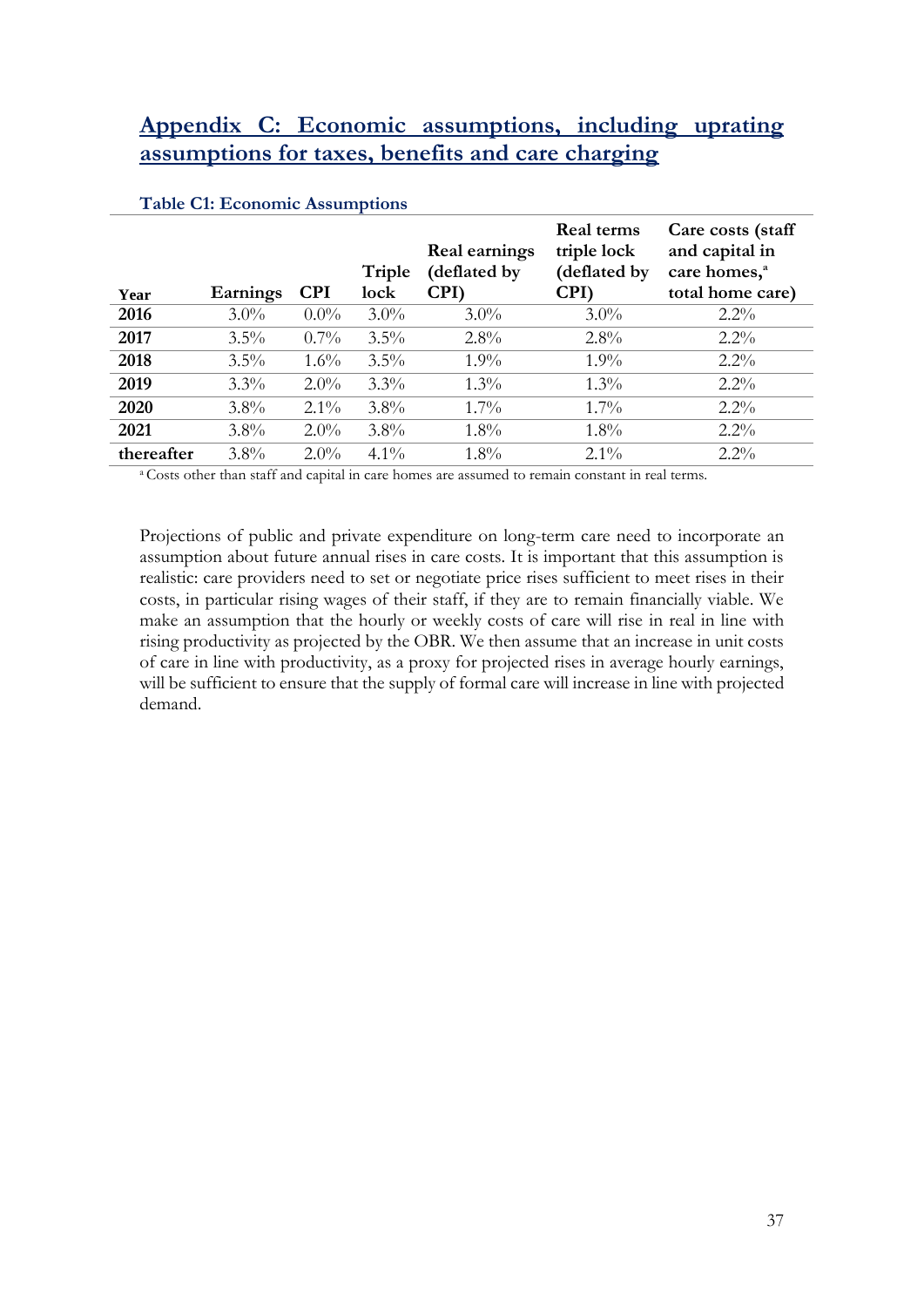## Appendix C: Economic assumptions, including uprating assumptions for taxes, benefits and care charging

**Table C1: Economic Assumptions**

| Year | Earnings | CPI | Triple lock | Real earnings (deflated by CPI) | Real terms triple lock (deflated by CPI) | Care costs (staff and capital in care homes,[a] total home care) |
|---|---|---|---|---|---|---|
| **2016** | 3.0% | 0.0% | 3.0% | 3.0% | 3.0% | 2.2% |
| **2017** | 3.5% | 0.7% | 3.5% | 2.8% | 2.8% | 2.2% |
| **2018** | 3.5% | 1.6% | 3.5% | 1.9% | 1.9% | 2.2% |
| **2019** | 3.3% | 2.0% | 3.3% | 1.3% | 1.3% | 2.2% |
| **2020** | 3.8% | 2.1% | 3.8% | 1.7% | 1.7% | 2.2% |
| **2021** | 3.8% | 2.0% | 3.8% | 1.8% | 1.8% | 2.2% |
| **thereafter** | 3.8% | 2.0% | 4.1% | 1.8% | 2.1% | 2.2% |

[a] Costs other than staff and capital in care homes are assumed to remain constant in real terms.

Projections of public and private expenditure on long-term care need to incorporate an assumption about future annual rises in care costs. It is important that this assumption is realistic: care providers need to set or negotiate price rises sufficient to meet rises in their costs, in particular rising wages of their staff, if they are to remain financially viable. We make an assumption that the hourly or weekly costs of care will rise in real in line with rising productivity as projected by the OBR. We then assume that an increase in unit costs of care in line with productivity, as a proxy for projected rises in average hourly earnings, will be sufficient to ensure that the supply of formal care will increase in line with projected demand.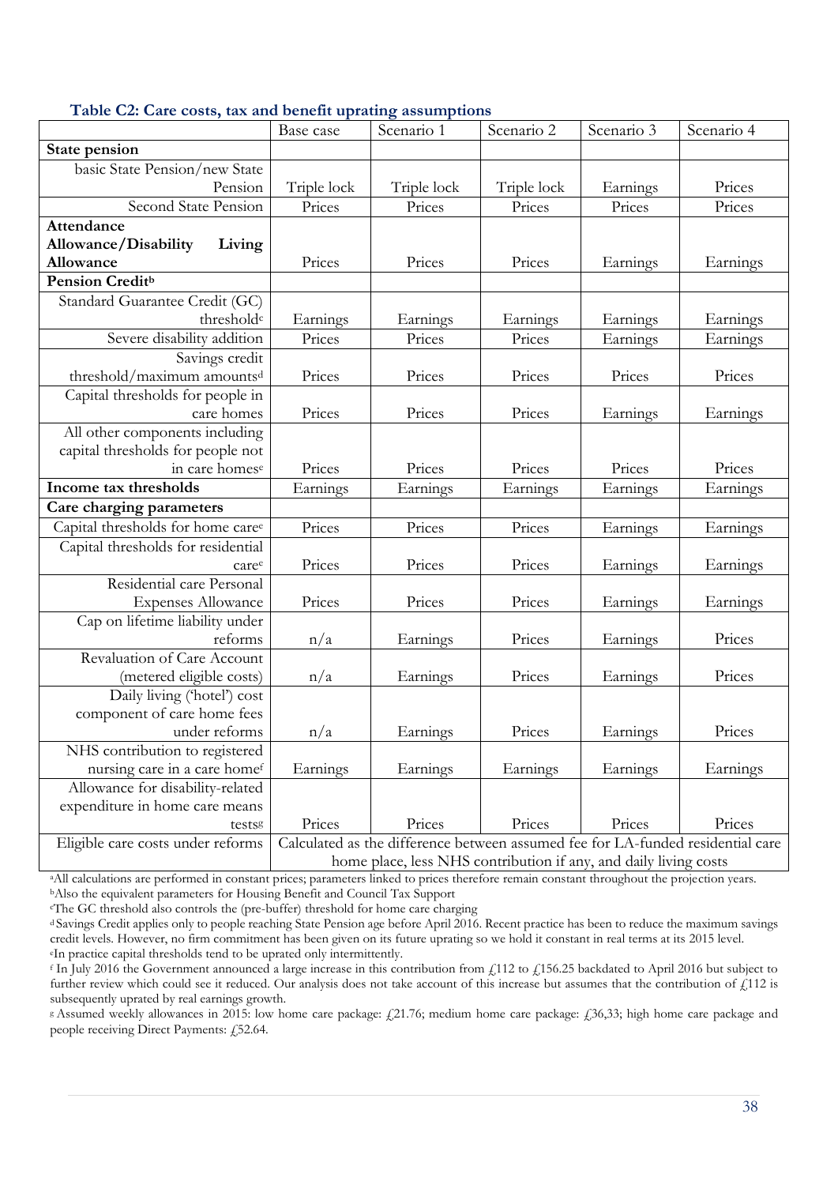**Table C2: Care costs, tax and benefit uprating assumptions**

| | Base case | Scenario 1 | Scenario 2 | Scenario 3 | Scenario 4 |
|---|---|---|---|---|---|
| **State pension** | | | | | |
| basic State Pension/new State Pension | Triple lock | Triple lock | Triple lock | Earnings | Prices |
| Second State Pension | Prices | Prices | Prices | Prices | Prices |
| **Attendance Allowance/Disability Living Allowance** | Prices | Prices | Prices | Earnings | Earnings |
| **Pension Credit**[b] | | | | | |
| Standard Guarantee Credit (GC) threshold[c] | Earnings | Earnings | Earnings | Earnings | Earnings |
| Severe disability addition | Prices | Prices | Prices | Earnings | Earnings |
| Savings credit threshold/maximum amounts[d] | Prices | Prices | Prices | Prices | Prices |
| Capital thresholds for people in care homes | Prices | Prices | Prices | Earnings | Earnings |
| All other components including capital thresholds for people not in care homes[e] | Prices | Prices | Prices | Prices | Prices |
| **Income tax thresholds** | Earnings | Earnings | Earnings | Earnings | Earnings |
| **Care charging parameters** | | | | | |
| Capital thresholds for home care[e] | Prices | Prices | Prices | Earnings | Earnings |
| Capital thresholds for residential care[e] | Prices | Prices | Prices | Earnings | Earnings |
| Residential care Personal Expenses Allowance | Prices | Prices | Prices | Earnings | Earnings |
| Cap on lifetime liability under reforms | n/a | Earnings | Prices | Earnings | Prices |
| Revaluation of Care Account (metered eligible costs) | n/a | Earnings | Prices | Earnings | Prices |
| Daily living ('hotel') cost component of care home fees under reforms | n/a | Earnings | Prices | Earnings | Prices |
| NHS contribution to registered nursing care in a care home[f] | Earnings | Earnings | Earnings | Earnings | Earnings |
| Allowance for disability-related expenditure in home care means tests[g] | Prices | Prices | Prices | Prices | Prices |
| Eligible care costs under reforms | Calculated as the difference between assumed fee for LA-funded residential care home place, less NHS contribution if any, and daily living costs | | | | |

[a]All calculations are performed in constant prices; parameters linked to prices therefore remain constant throughout the projection years.
[b]Also the equivalent parameters for Housing Benefit and Council Tax Support
[c]The GC threshold also controls the (pre-buffer) threshold for home care charging
[d] Savings Credit applies only to people reaching State Pension age before April 2016. Recent practice has been to reduce the maximum savings credit levels. However, no firm commitment has been given on its future uprating so we hold it constant in real terms at its 2015 level.
[e]In practice capital thresholds tend to be uprated only intermittently.
[f] In July 2016 the Government announced a large increase in this contribution from £112 to £156.25 backdated to April 2016 but subject to further review which could see it reduced. Our analysis does not take account of this increase but assumes that the contribution of £112 is subsequently uprated by real earnings growth.
[g] Assumed weekly allowances in 2015: low home care package: £21.76; medium home care package: £36,33; high home care package and people receiving Direct Payments: £52.64.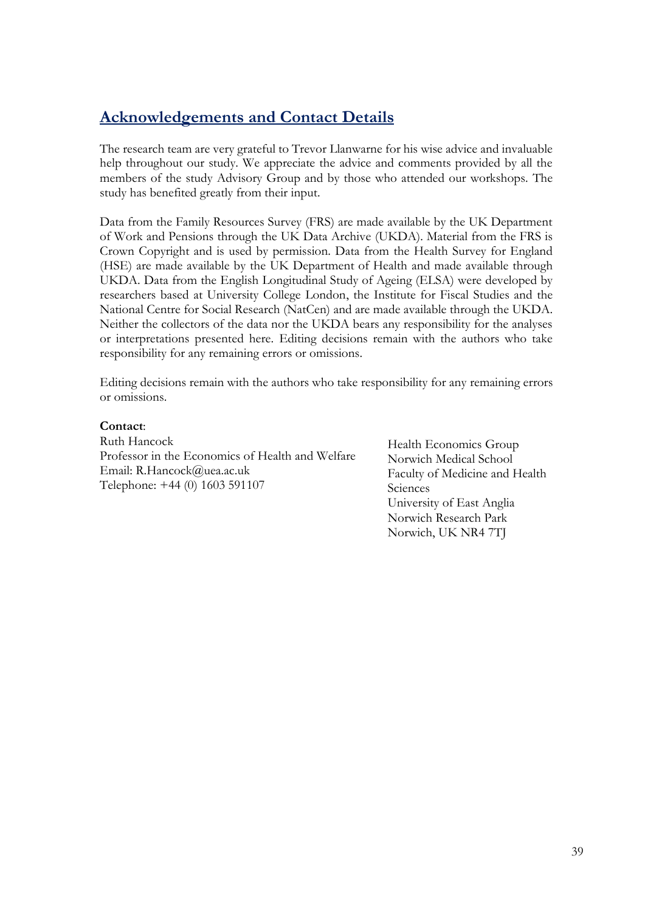## Acknowledgements and Contact Details

The research team are very grateful to Trevor Llanwarne for his wise advice and invaluable help throughout our study. We appreciate the advice and comments provided by all the members of the study Advisory Group and by those who attended our workshops. The study has benefited greatly from their input.

Data from the Family Resources Survey (FRS) are made available by the UK Department of Work and Pensions through the UK Data Archive (UKDA). Material from the FRS is Crown Copyright and is used by permission. Data from the Health Survey for England (HSE) are made available by the UK Department of Health and made available through UKDA. Data from the English Longitudinal Study of Ageing (ELSA) were developed by researchers based at University College London, the Institute for Fiscal Studies and the National Centre for Social Research (NatCen) and are made available through the UKDA. Neither the collectors of the data nor the UKDA bears any responsibility for the analyses or interpretations presented here. Editing decisions remain with the authors who take responsibility for any remaining errors or omissions.

Editing decisions remain with the authors who take responsibility for any remaining errors or omissions.

**Contact**:
Ruth Hancock
Professor in the Economics of Health and Welfare
Email: R.Hancock@uea.ac.uk
Telephone: +44 (0) 1603 591107

Health Economics Group
Norwich Medical School
Faculty of Medicine and Health Sciences
University of East Anglia
Norwich Research Park
Norwich, UK NR4 7TJ